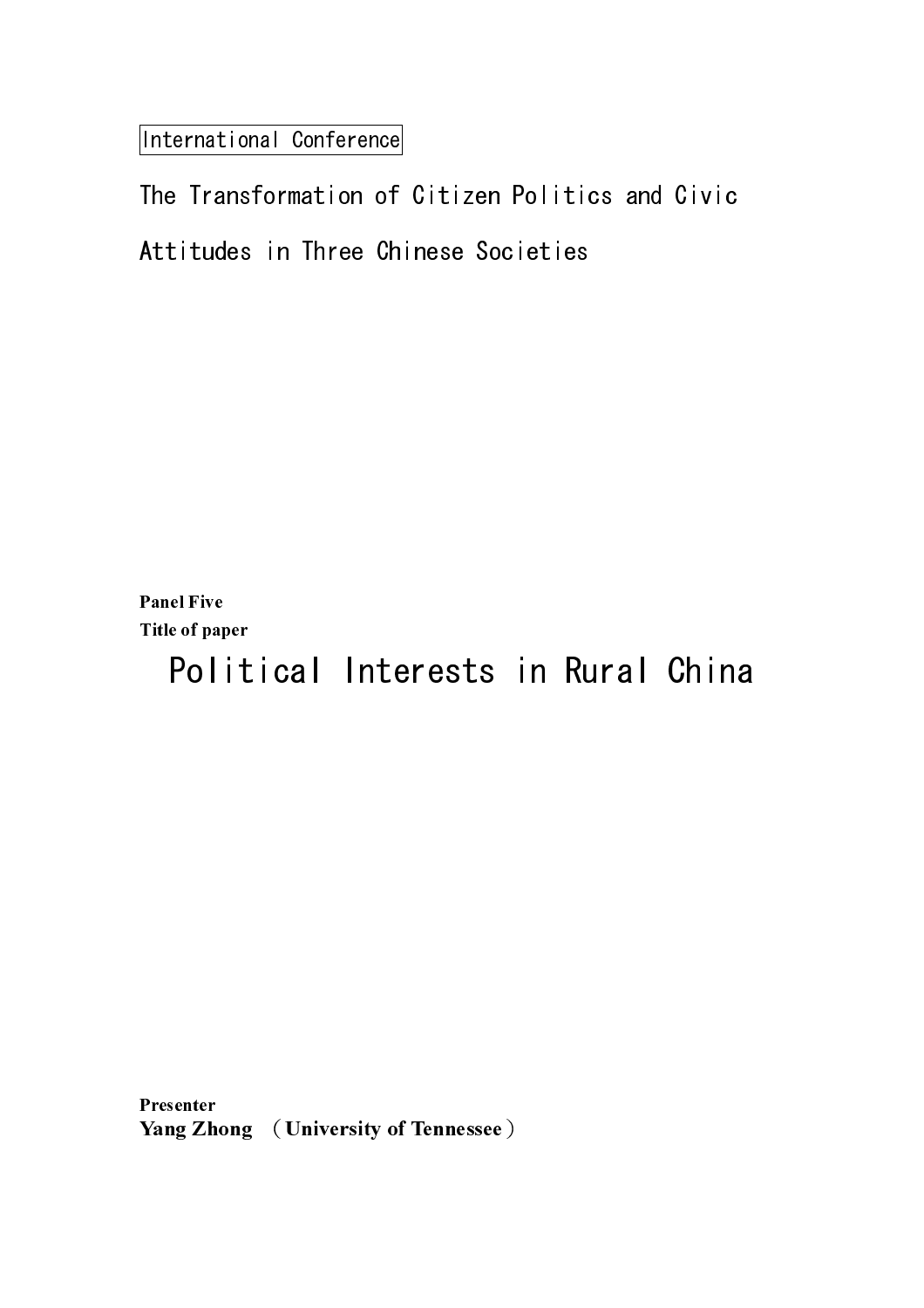International Conference

The Transformation of Citizen Politics and Civic Attitudes in Three Chinese Societies

**Panel Five**

**Title of paper**

# Political Interests in Rural China

**Presenter**

**Yang Zhong （University of Tennessee）**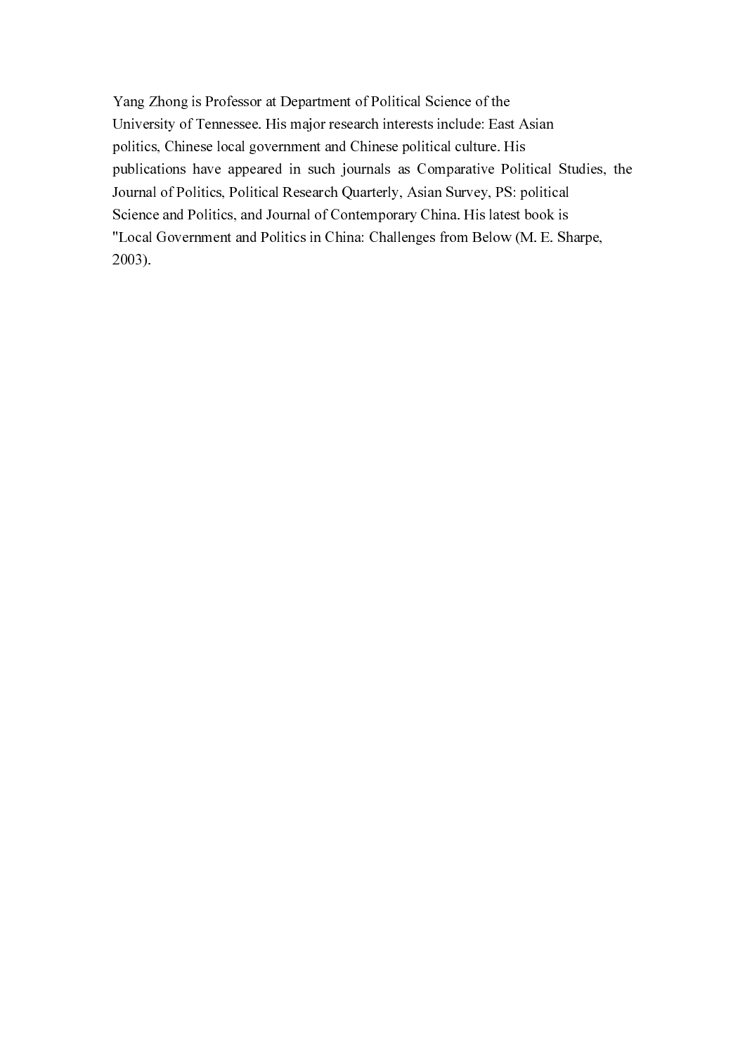Yang Zhong is Professor at Department of Political Science of the University of Tennessee. His major research interests include: East Asian politics, Chinese local government and Chinese political culture. His publications have appeared in such journals as Comparative Political Studies, the Journal of Politics, Political Research Quarterly, Asian Survey, PS: political Science and Politics, and Journal of Contemporary China. His latest book is "Local Government and Politics in China: Challenges from Below (M. E. Sharpe, 2003).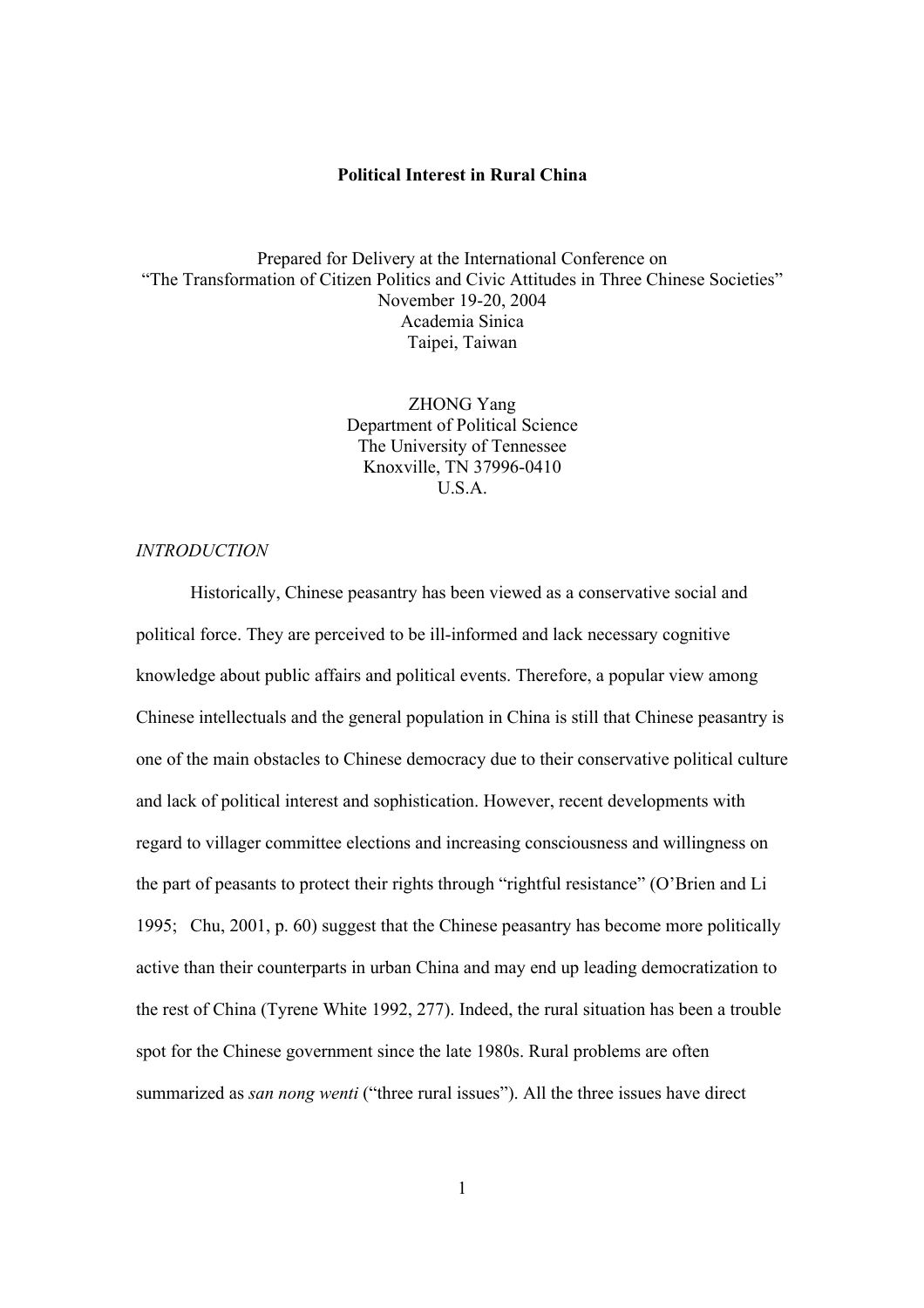**Political Interest in Rural China**

Prepared for Delivery at the International Conference on
"The Transformation of Citizen Politics and Civic Attitudes in Three Chinese Societies"
November 19-20, 2004
Academia Sinica
Taipei, Taiwan

ZHONG Yang
Department of Political Science
The University of Tennessee
Knoxville, TN 37996-0410
U.S.A.

*INTRODUCTION*

Historically, Chinese peasantry has been viewed as a conservative social and political force. They are perceived to be ill-informed and lack necessary cognitive knowledge about public affairs and political events. Therefore, a popular view among Chinese intellectuals and the general population in China is still that Chinese peasantry is one of the main obstacles to Chinese democracy due to their conservative political culture and lack of political interest and sophistication. However, recent developments with regard to villager committee elections and increasing consciousness and willingness on the part of peasants to protect their rights through "rightful resistance" (O'Brien and Li 1995; Chu, 2001, p. 60) suggest that the Chinese peasantry has become more politically active than their counterparts in urban China and may end up leading democratization to the rest of China (Tyrene White 1992, 277). Indeed, the rural situation has been a trouble spot for the Chinese government since the late 1980s. Rural problems are often summarized as *san nong wenti* ("three rural issues"). All the three issues have direct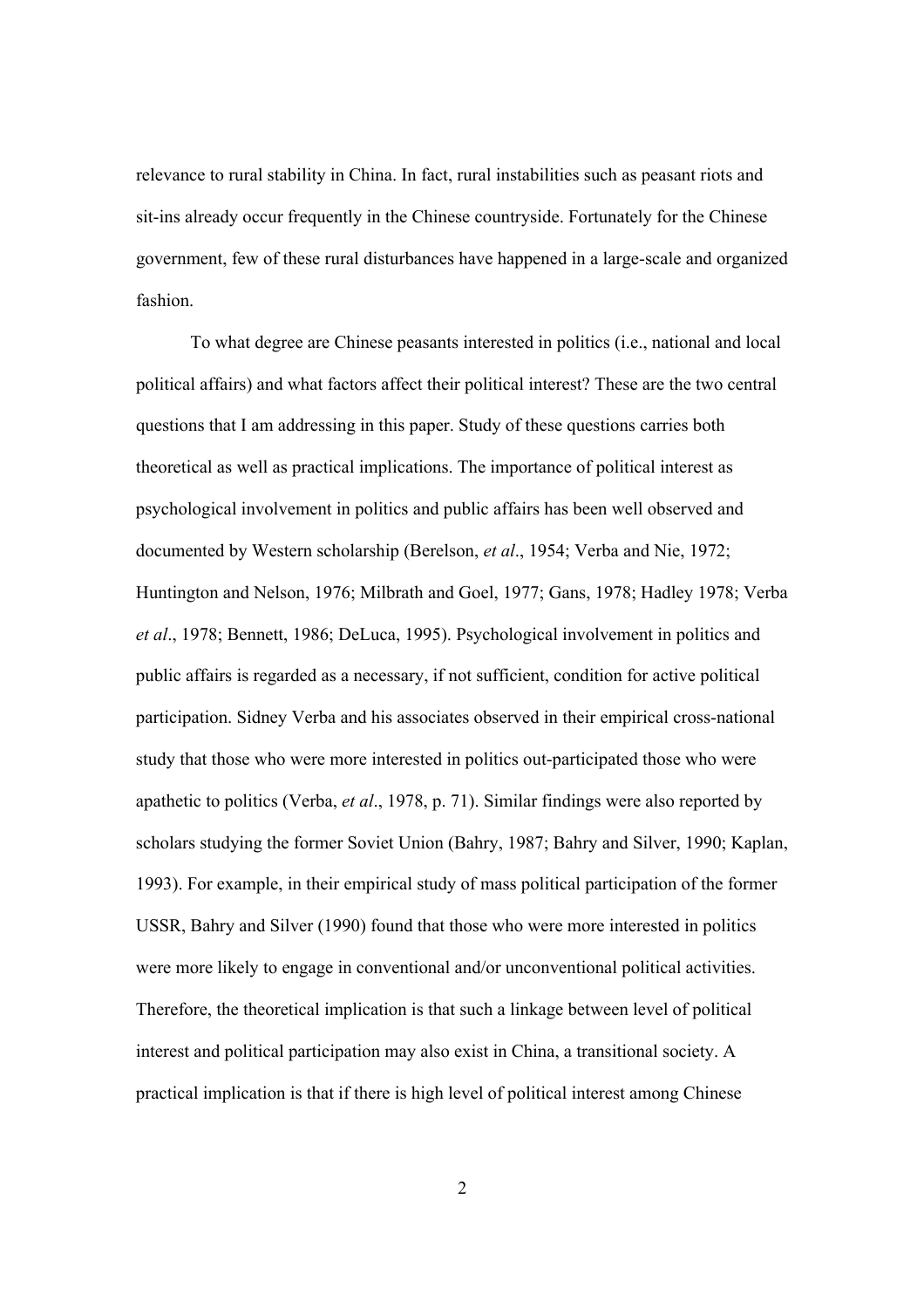relevance to rural stability in China. In fact, rural instabilities such as peasant riots and sit-ins already occur frequently in the Chinese countryside. Fortunately for the Chinese government, few of these rural disturbances have happened in a large-scale and organized fashion.

To what degree are Chinese peasants interested in politics (i.e., national and local political affairs) and what factors affect their political interest? These are the two central questions that I am addressing in this paper. Study of these questions carries both theoretical as well as practical implications. The importance of political interest as psychological involvement in politics and public affairs has been well observed and documented by Western scholarship (Berelson, *et al*., 1954; Verba and Nie, 1972; Huntington and Nelson, 1976; Milbrath and Goel, 1977; Gans, 1978; Hadley 1978; Verba *et al*., 1978; Bennett, 1986; DeLuca, 1995). Psychological involvement in politics and public affairs is regarded as a necessary, if not sufficient, condition for active political participation. Sidney Verba and his associates observed in their empirical cross-national study that those who were more interested in politics out-participated those who were apathetic to politics (Verba, *et al*., 1978, p. 71). Similar findings were also reported by scholars studying the former Soviet Union (Bahry, 1987; Bahry and Silver, 1990; Kaplan, 1993). For example, in their empirical study of mass political participation of the former USSR, Bahry and Silver (1990) found that those who were more interested in politics were more likely to engage in conventional and/or unconventional political activities. Therefore, the theoretical implication is that such a linkage between level of political interest and political participation may also exist in China, a transitional society. A practical implication is that if there is high level of political interest among Chinese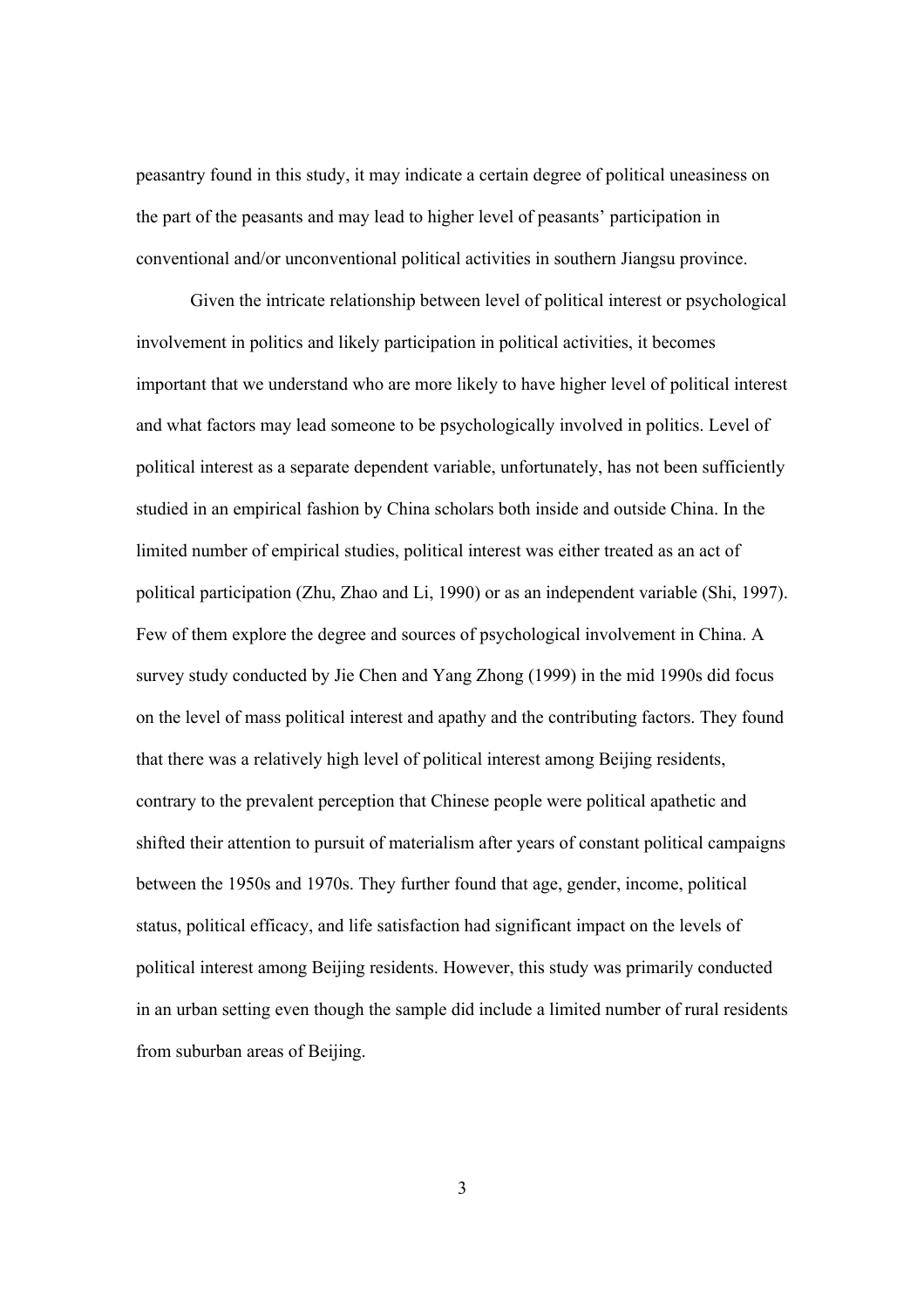peasantry found in this study, it may indicate a certain degree of political uneasiness on the part of the peasants and may lead to higher level of peasants' participation in conventional and/or unconventional political activities in southern Jiangsu province.

Given the intricate relationship between level of political interest or psychological involvement in politics and likely participation in political activities, it becomes important that we understand who are more likely to have higher level of political interest and what factors may lead someone to be psychologically involved in politics. Level of political interest as a separate dependent variable, unfortunately, has not been sufficiently studied in an empirical fashion by China scholars both inside and outside China. In the limited number of empirical studies, political interest was either treated as an act of political participation (Zhu, Zhao and Li, 1990) or as an independent variable (Shi, 1997). Few of them explore the degree and sources of psychological involvement in China. A survey study conducted by Jie Chen and Yang Zhong (1999) in the mid 1990s did focus on the level of mass political interest and apathy and the contributing factors. They found that there was a relatively high level of political interest among Beijing residents, contrary to the prevalent perception that Chinese people were political apathetic and shifted their attention to pursuit of materialism after years of constant political campaigns between the 1950s and 1970s. They further found that age, gender, income, political status, political efficacy, and life satisfaction had significant impact on the levels of political interest among Beijing residents. However, this study was primarily conducted in an urban setting even though the sample did include a limited number of rural residents from suburban areas of Beijing.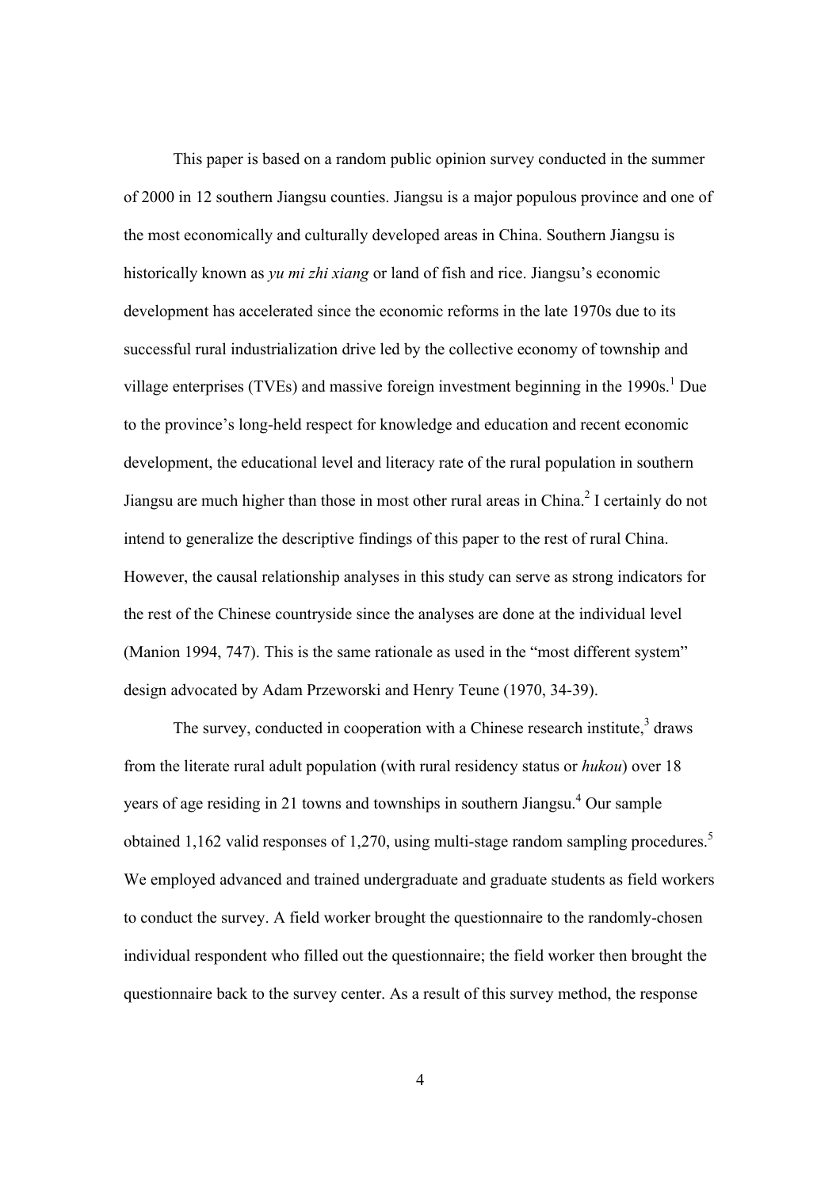This paper is based on a random public opinion survey conducted in the summer of 2000 in 12 southern Jiangsu counties. Jiangsu is a major populous province and one of the most economically and culturally developed areas in China. Southern Jiangsu is historically known as *yu mi zhi xiang* or land of fish and rice. Jiangsu's economic development has accelerated since the economic reforms in the late 1970s due to its successful rural industrialization drive led by the collective economy of township and village enterprises (TVEs) and massive foreign investment beginning in the 1990s.[1] Due to the province's long-held respect for knowledge and education and recent economic development, the educational level and literacy rate of the rural population in southern Jiangsu are much higher than those in most other rural areas in China.[2] I certainly do not intend to generalize the descriptive findings of this paper to the rest of rural China. However, the causal relationship analyses in this study can serve as strong indicators for the rest of the Chinese countryside since the analyses are done at the individual level (Manion 1994, 747). This is the same rationale as used in the "most different system" design advocated by Adam Przeworski and Henry Teune (1970, 34-39).

The survey, conducted in cooperation with a Chinese research institute,[3] draws from the literate rural adult population (with rural residency status or *hukou*) over 18 years of age residing in 21 towns and townships in southern Jiangsu.[4] Our sample obtained 1,162 valid responses of 1,270, using multi-stage random sampling procedures.[5] We employed advanced and trained undergraduate and graduate students as field workers to conduct the survey. A field worker brought the questionnaire to the randomly-chosen individual respondent who filled out the questionnaire; the field worker then brought the questionnaire back to the survey center. As a result of this survey method, the response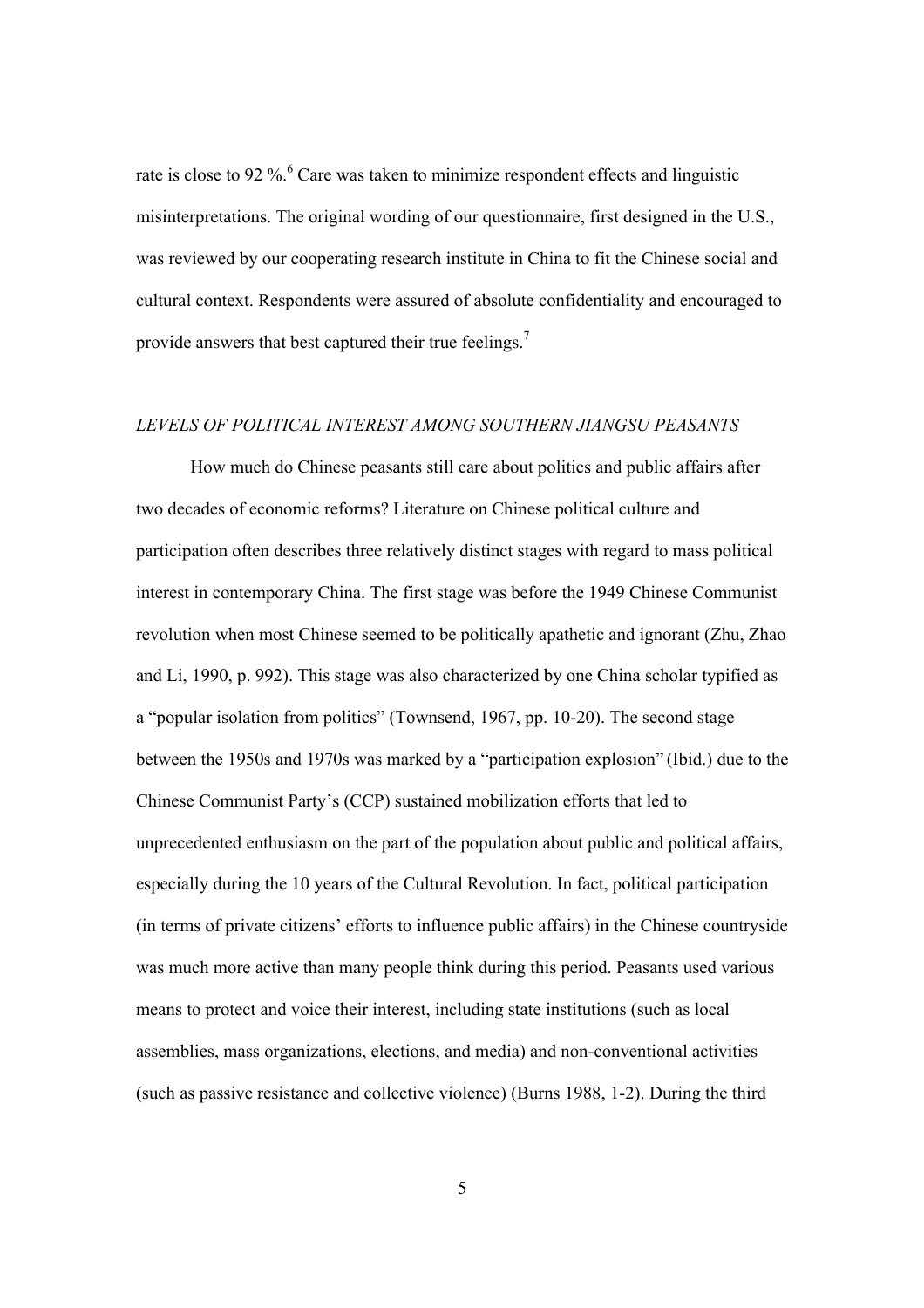rate is close to 92 %.[6] Care was taken to minimize respondent effects and linguistic misinterpretations. The original wording of our questionnaire, first designed in the U.S., was reviewed by our cooperating research institute in China to fit the Chinese social and cultural context. Respondents were assured of absolute confidentiality and encouraged to provide answers that best captured their true feelings.[7]

### *LEVELS OF POLITICAL INTEREST AMONG SOUTHERN JIANGSU PEASANTS*

How much do Chinese peasants still care about politics and public affairs after two decades of economic reforms? Literature on Chinese political culture and participation often describes three relatively distinct stages with regard to mass political interest in contemporary China. The first stage was before the 1949 Chinese Communist revolution when most Chinese seemed to be politically apathetic and ignorant (Zhu, Zhao and Li, 1990, p. 992). This stage was also characterized by one China scholar typified as a "popular isolation from politics" (Townsend, 1967, pp. 10-20). The second stage between the 1950s and 1970s was marked by a "participation explosion" (Ibid.) due to the Chinese Communist Party's (CCP) sustained mobilization efforts that led to unprecedented enthusiasm on the part of the population about public and political affairs, especially during the 10 years of the Cultural Revolution. In fact, political participation (in terms of private citizens' efforts to influence public affairs) in the Chinese countryside was much more active than many people think during this period. Peasants used various means to protect and voice their interest, including state institutions (such as local assemblies, mass organizations, elections, and media) and non-conventional activities (such as passive resistance and collective violence) (Burns 1988, 1-2). During the third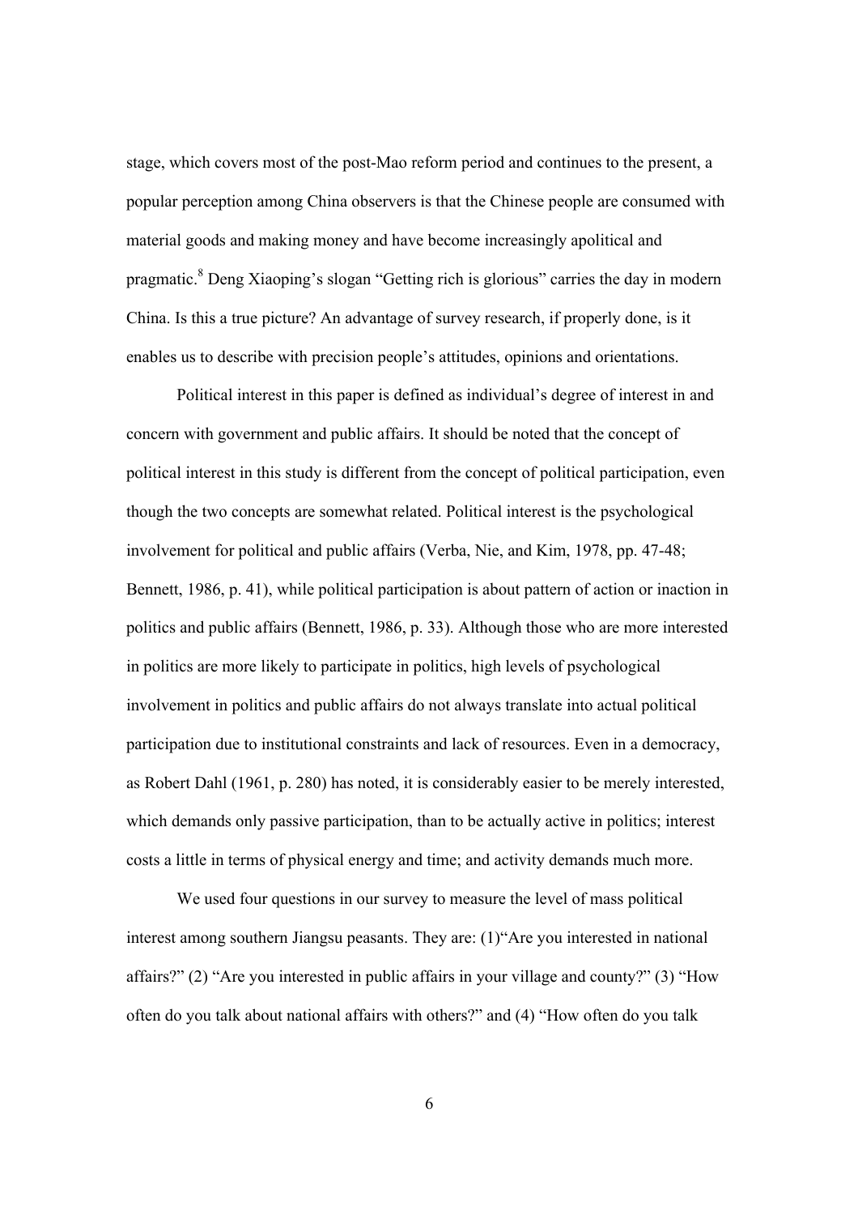stage, which covers most of the post-Mao reform period and continues to the present, a popular perception among China observers is that the Chinese people are consumed with material goods and making money and have become increasingly apolitical and pragmatic.[8] Deng Xiaoping's slogan "Getting rich is glorious" carries the day in modern China. Is this a true picture? An advantage of survey research, if properly done, is it enables us to describe with precision people's attitudes, opinions and orientations.

Political interest in this paper is defined as individual's degree of interest in and concern with government and public affairs. It should be noted that the concept of political interest in this study is different from the concept of political participation, even though the two concepts are somewhat related. Political interest is the psychological involvement for political and public affairs (Verba, Nie, and Kim, 1978, pp. 47-48; Bennett, 1986, p. 41), while political participation is about pattern of action or inaction in politics and public affairs (Bennett, 1986, p. 33). Although those who are more interested in politics are more likely to participate in politics, high levels of psychological involvement in politics and public affairs do not always translate into actual political participation due to institutional constraints and lack of resources. Even in a democracy, as Robert Dahl (1961, p. 280) has noted, it is considerably easier to be merely interested, which demands only passive participation, than to be actually active in politics; interest costs a little in terms of physical energy and time; and activity demands much more.

We used four questions in our survey to measure the level of mass political interest among southern Jiangsu peasants. They are: (1)"Are you interested in national affairs?" (2) "Are you interested in public affairs in your village and county?" (3) "How often do you talk about national affairs with others?" and (4) "How often do you talk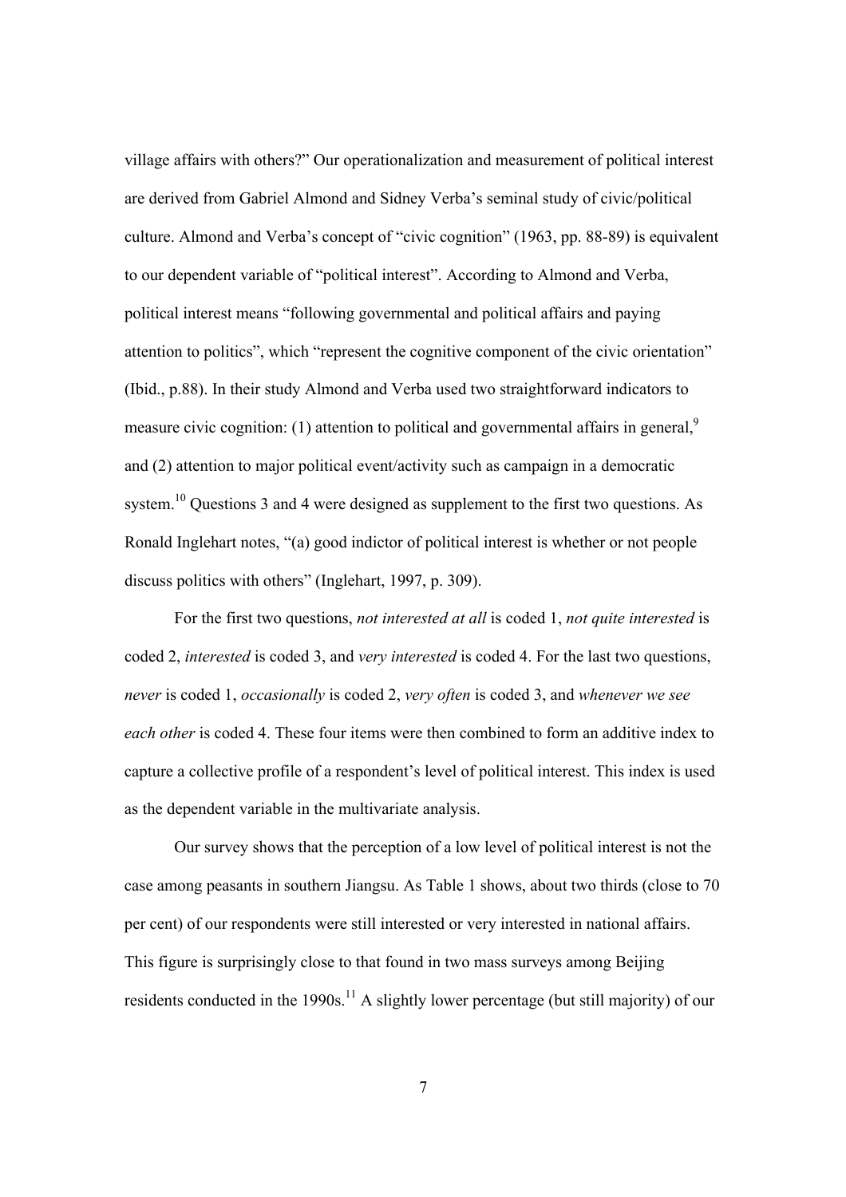village affairs with others?" Our operationalization and measurement of political interest are derived from Gabriel Almond and Sidney Verba's seminal study of civic/political culture. Almond and Verba's concept of "civic cognition" (1963, pp. 88-89) is equivalent to our dependent variable of "political interest". According to Almond and Verba, political interest means "following governmental and political affairs and paying attention to politics", which "represent the cognitive component of the civic orientation" (Ibid., p.88). In their study Almond and Verba used two straightforward indicators to measure civic cognition: (1) attention to political and governmental affairs in general,[9] and (2) attention to major political event/activity such as campaign in a democratic system.[10] Questions 3 and 4 were designed as supplement to the first two questions. As Ronald Inglehart notes, "(a) good indictor of political interest is whether or not people discuss politics with others" (Inglehart, 1997, p. 309).

For the first two questions, *not interested at all* is coded 1, *not quite interested* is coded 2, *interested* is coded 3, and *very interested* is coded 4. For the last two questions, *never* is coded 1, *occasionally* is coded 2, *very often* is coded 3, and *whenever we see each other* is coded 4. These four items were then combined to form an additive index to capture a collective profile of a respondent's level of political interest. This index is used as the dependent variable in the multivariate analysis.

Our survey shows that the perception of a low level of political interest is not the case among peasants in southern Jiangsu. As Table 1 shows, about two thirds (close to 70 per cent) of our respondents were still interested or very interested in national affairs. This figure is surprisingly close to that found in two mass surveys among Beijing residents conducted in the 1990s.[11] A slightly lower percentage (but still majority) of our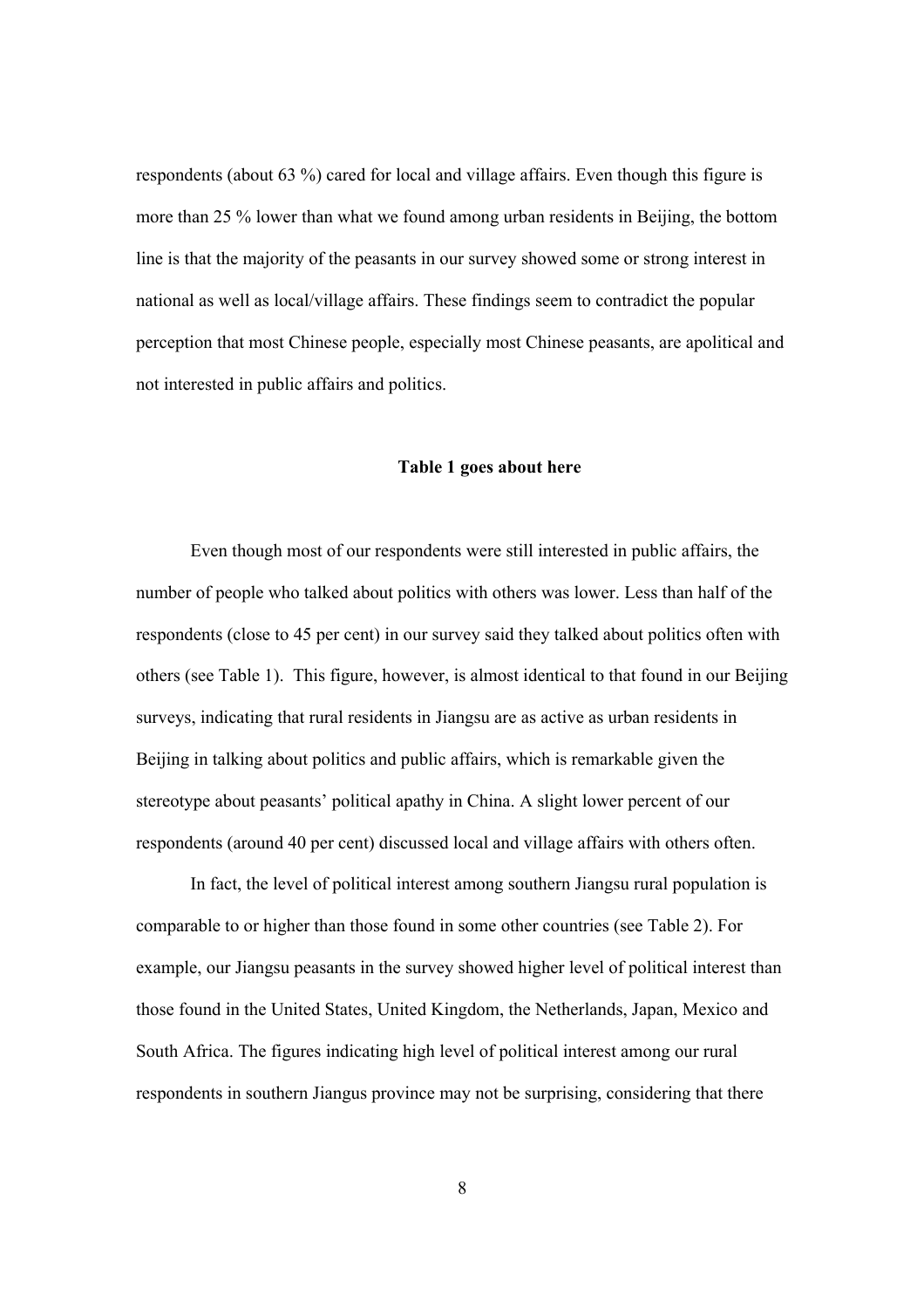respondents (about 63 %) cared for local and village affairs. Even though this figure is more than 25 % lower than what we found among urban residents in Beijing, the bottom line is that the majority of the peasants in our survey showed some or strong interest in national as well as local/village affairs. These findings seem to contradict the popular perception that most Chinese people, especially most Chinese peasants, are apolitical and not interested in public affairs and politics.

**Table 1 goes about here**

Even though most of our respondents were still interested in public affairs, the number of people who talked about politics with others was lower. Less than half of the respondents (close to 45 per cent) in our survey said they talked about politics often with others (see Table 1). This figure, however, is almost identical to that found in our Beijing surveys, indicating that rural residents in Jiangsu are as active as urban residents in Beijing in talking about politics and public affairs, which is remarkable given the stereotype about peasants' political apathy in China. A slight lower percent of our respondents (around 40 per cent) discussed local and village affairs with others often.

In fact, the level of political interest among southern Jiangsu rural population is comparable to or higher than those found in some other countries (see Table 2). For example, our Jiangsu peasants in the survey showed higher level of political interest than those found in the United States, United Kingdom, the Netherlands, Japan, Mexico and South Africa. The figures indicating high level of political interest among our rural respondents in southern Jiangus province may not be surprising, considering that there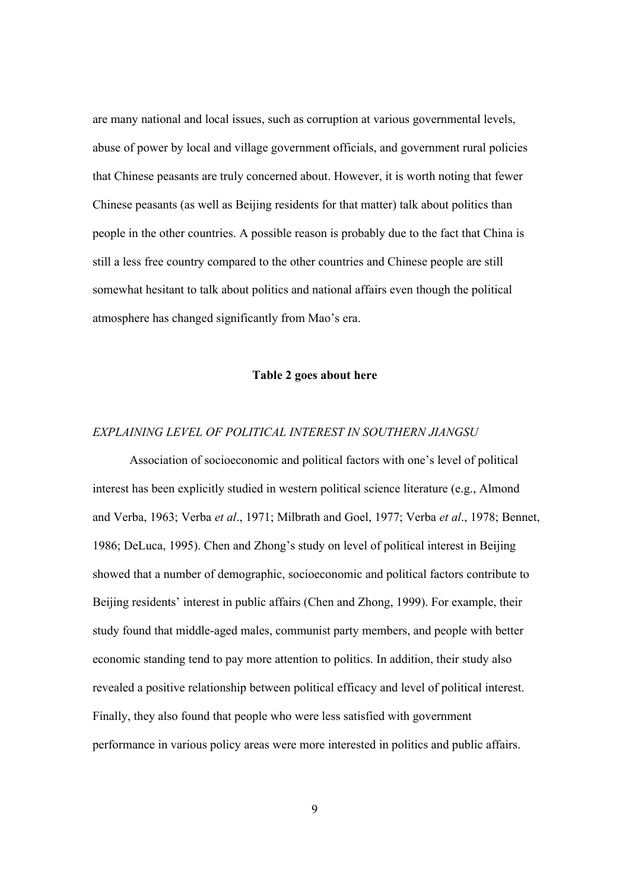are many national and local issues, such as corruption at various governmental levels, abuse of power by local and village government officials, and government rural policies that Chinese peasants are truly concerned about. However, it is worth noting that fewer Chinese peasants (as well as Beijing residents for that matter) talk about politics than people in the other countries. A possible reason is probably due to the fact that China is still a less free country compared to the other countries and Chinese people are still somewhat hesitant to talk about politics and national affairs even though the political atmosphere has changed significantly from Mao's era.

**Table 2 goes about here**

### *EXPLAINING LEVEL OF POLITICAL INTEREST IN SOUTHERN JIANGSU*

Association of socioeconomic and political factors with one's level of political interest has been explicitly studied in western political science literature (e.g., Almond and Verba, 1963; Verba *et al*., 1971; Milbrath and Goel, 1977; Verba *et al*., 1978; Bennet, 1986; DeLuca, 1995). Chen and Zhong's study on level of political interest in Beijing showed that a number of demographic, socioeconomic and political factors contribute to Beijing residents' interest in public affairs (Chen and Zhong, 1999). For example, their study found that middle-aged males, communist party members, and people with better economic standing tend to pay more attention to politics. In addition, their study also revealed a positive relationship between political efficacy and level of political interest. Finally, they also found that people who were less satisfied with government performance in various policy areas were more interested in politics and public affairs.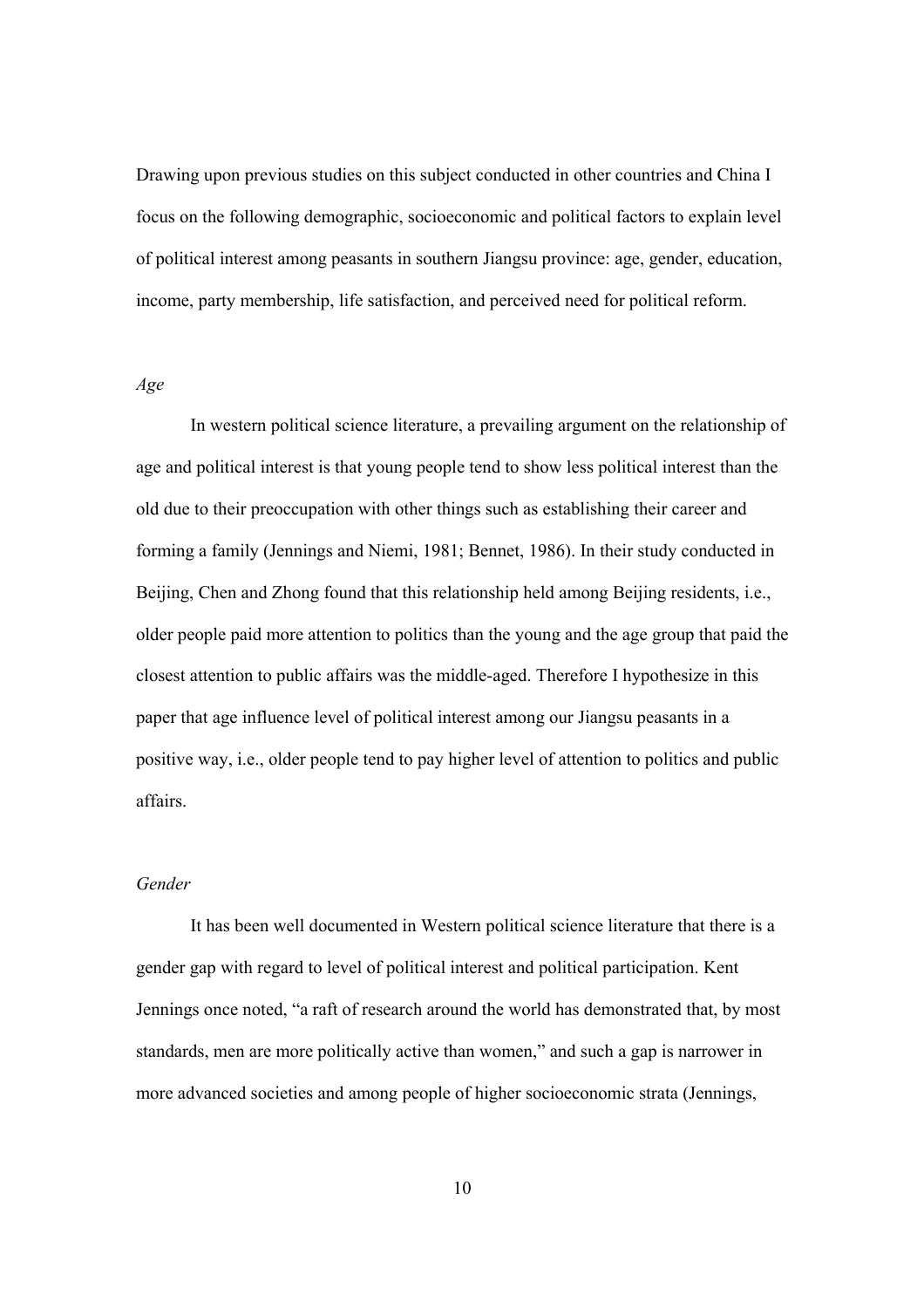Drawing upon previous studies on this subject conducted in other countries and China I focus on the following demographic, socioeconomic and political factors to explain level of political interest among peasants in southern Jiangsu province: age, gender, education, income, party membership, life satisfaction, and perceived need for political reform.

*Age*

In western political science literature, a prevailing argument on the relationship of age and political interest is that young people tend to show less political interest than the old due to their preoccupation with other things such as establishing their career and forming a family (Jennings and Niemi, 1981; Bennet, 1986). In their study conducted in Beijing, Chen and Zhong found that this relationship held among Beijing residents, i.e., older people paid more attention to politics than the young and the age group that paid the closest attention to public affairs was the middle-aged. Therefore I hypothesize in this paper that age influence level of political interest among our Jiangsu peasants in a positive way, i.e., older people tend to pay higher level of attention to politics and public affairs.

*Gender*

It has been well documented in Western political science literature that there is a gender gap with regard to level of political interest and political participation. Kent Jennings once noted, "a raft of research around the world has demonstrated that, by most standards, men are more politically active than women," and such a gap is narrower in more advanced societies and among people of higher socioeconomic strata (Jennings,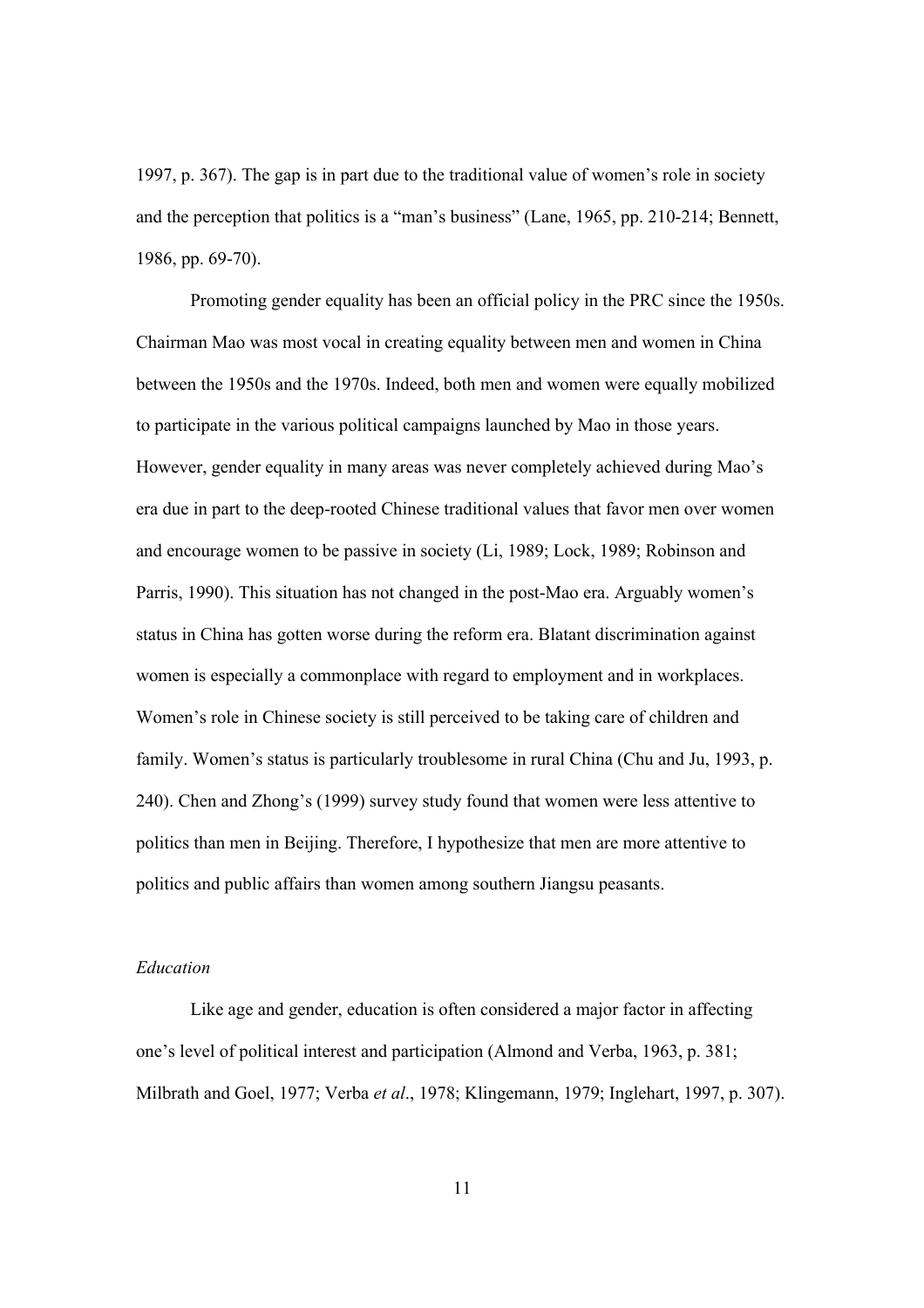1997, p. 367). The gap is in part due to the traditional value of women's role in society and the perception that politics is a "man's business" (Lane, 1965, pp. 210-214; Bennett, 1986, pp. 69-70).

Promoting gender equality has been an official policy in the PRC since the 1950s. Chairman Mao was most vocal in creating equality between men and women in China between the 1950s and the 1970s. Indeed, both men and women were equally mobilized to participate in the various political campaigns launched by Mao in those years. However, gender equality in many areas was never completely achieved during Mao's era due in part to the deep-rooted Chinese traditional values that favor men over women and encourage women to be passive in society (Li, 1989; Lock, 1989; Robinson and Parris, 1990). This situation has not changed in the post-Mao era. Arguably women's status in China has gotten worse during the reform era. Blatant discrimination against women is especially a commonplace with regard to employment and in workplaces. Women's role in Chinese society is still perceived to be taking care of children and family. Women's status is particularly troublesome in rural China (Chu and Ju, 1993, p. 240). Chen and Zhong's (1999) survey study found that women were less attentive to politics than men in Beijing. Therefore, I hypothesize that men are more attentive to politics and public affairs than women among southern Jiangsu peasants.

*Education*

Like age and gender, education is often considered a major factor in affecting one's level of political interest and participation (Almond and Verba, 1963, p. 381; Milbrath and Goel, 1977; Verba *et al*., 1978; Klingemann, 1979; Inglehart, 1997, p. 307).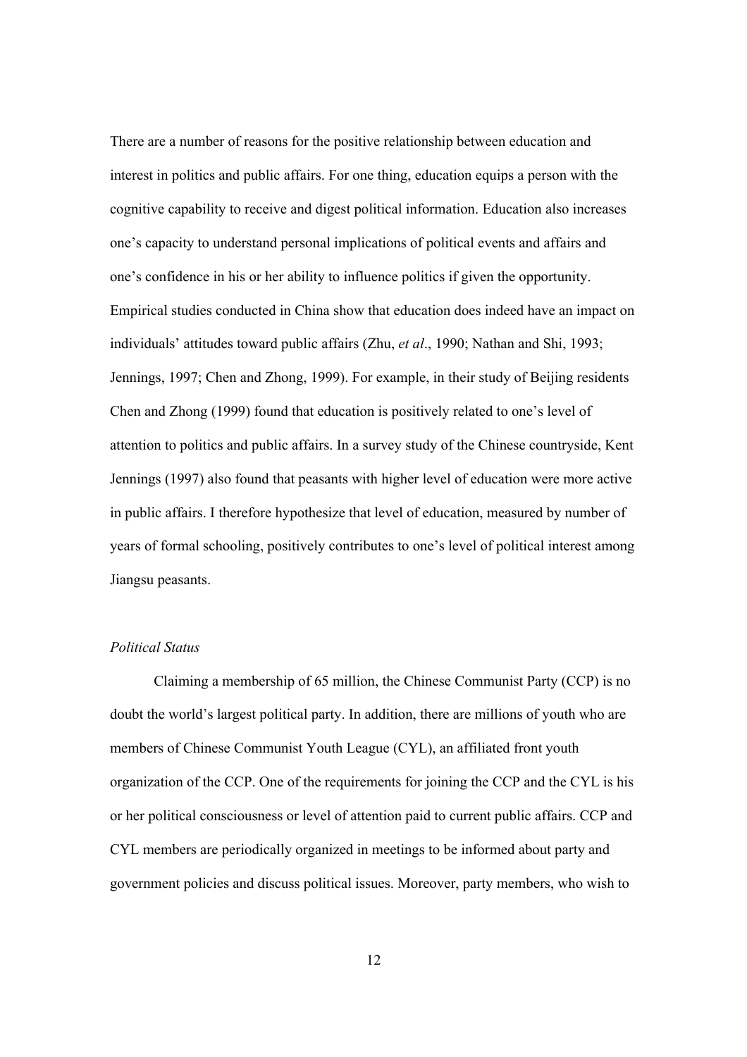There are a number of reasons for the positive relationship between education and interest in politics and public affairs. For one thing, education equips a person with the cognitive capability to receive and digest political information. Education also increases one's capacity to understand personal implications of political events and affairs and one's confidence in his or her ability to influence politics if given the opportunity. Empirical studies conducted in China show that education does indeed have an impact on individuals' attitudes toward public affairs (Zhu, *et al*., 1990; Nathan and Shi, 1993; Jennings, 1997; Chen and Zhong, 1999). For example, in their study of Beijing residents Chen and Zhong (1999) found that education is positively related to one's level of attention to politics and public affairs. In a survey study of the Chinese countryside, Kent Jennings (1997) also found that peasants with higher level of education were more active in public affairs. I therefore hypothesize that level of education, measured by number of years of formal schooling, positively contributes to one's level of political interest among Jiangsu peasants.

*Political Status*

Claiming a membership of 65 million, the Chinese Communist Party (CCP) is no doubt the world's largest political party. In addition, there are millions of youth who are members of Chinese Communist Youth League (CYL), an affiliated front youth organization of the CCP. One of the requirements for joining the CCP and the CYL is his or her political consciousness or level of attention paid to current public affairs. CCP and CYL members are periodically organized in meetings to be informed about party and government policies and discuss political issues. Moreover, party members, who wish to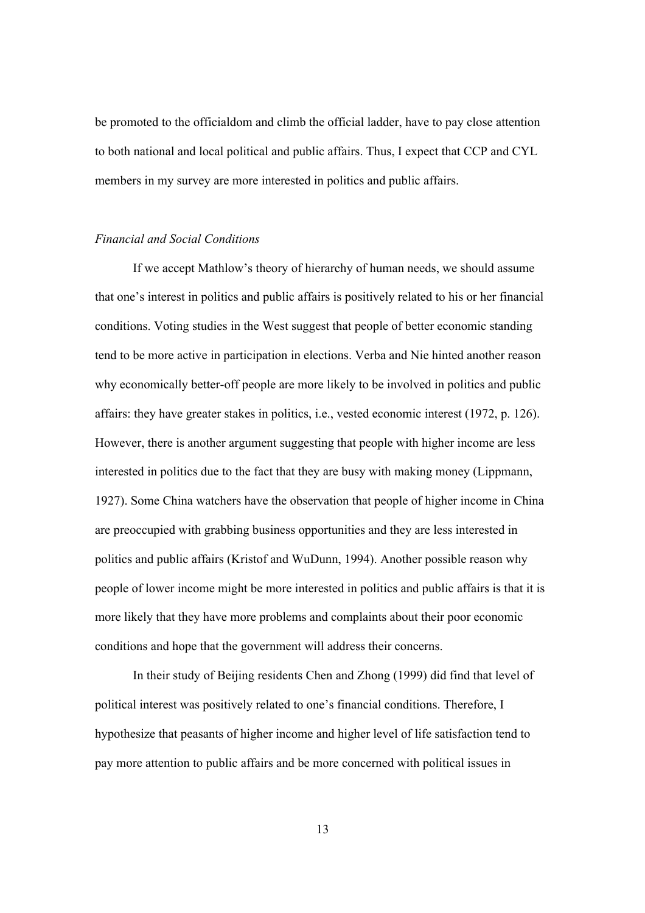be promoted to the officialdom and climb the official ladder, have to pay close attention to both national and local political and public affairs. Thus, I expect that CCP and CYL members in my survey are more interested in politics and public affairs.

*Financial and Social Conditions*

If we accept Mathlow's theory of hierarchy of human needs, we should assume that one's interest in politics and public affairs is positively related to his or her financial conditions. Voting studies in the West suggest that people of better economic standing tend to be more active in participation in elections. Verba and Nie hinted another reason why economically better-off people are more likely to be involved in politics and public affairs: they have greater stakes in politics, i.e., vested economic interest (1972, p. 126). However, there is another argument suggesting that people with higher income are less interested in politics due to the fact that they are busy with making money (Lippmann, 1927). Some China watchers have the observation that people of higher income in China are preoccupied with grabbing business opportunities and they are less interested in politics and public affairs (Kristof and WuDunn, 1994). Another possible reason why people of lower income might be more interested in politics and public affairs is that it is more likely that they have more problems and complaints about their poor economic conditions and hope that the government will address their concerns.

In their study of Beijing residents Chen and Zhong (1999) did find that level of political interest was positively related to one's financial conditions. Therefore, I hypothesize that peasants of higher income and higher level of life satisfaction tend to pay more attention to public affairs and be more concerned with political issues in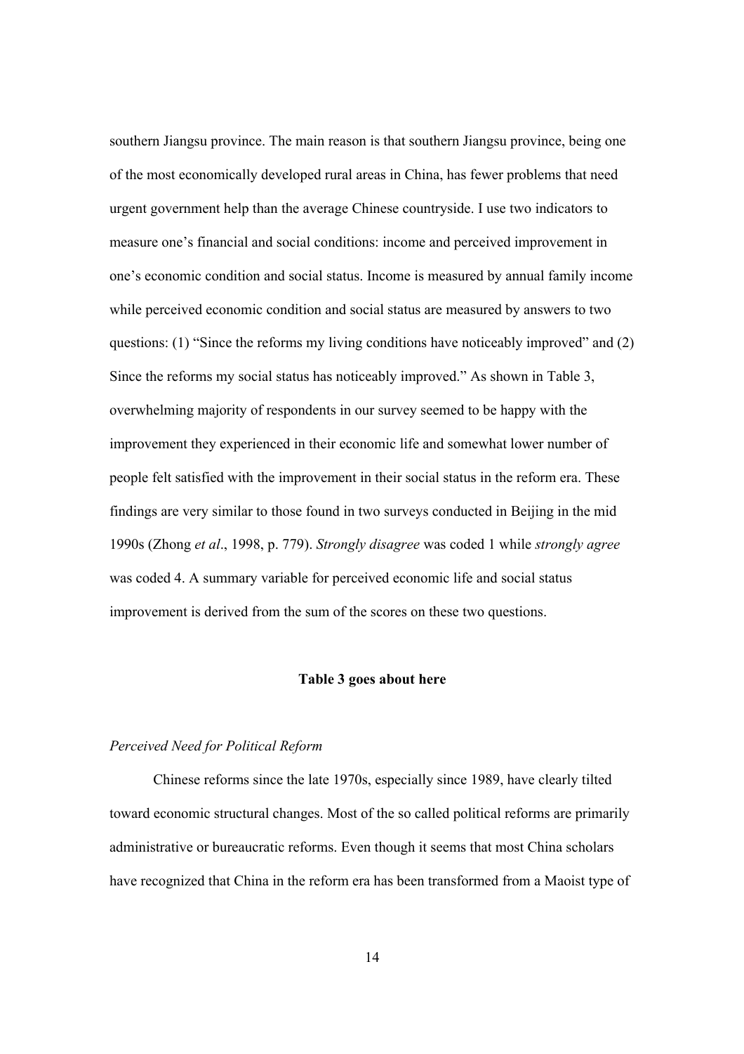southern Jiangsu province. The main reason is that southern Jiangsu province, being one of the most economically developed rural areas in China, has fewer problems that need urgent government help than the average Chinese countryside. I use two indicators to measure one's financial and social conditions: income and perceived improvement in one's economic condition and social status. Income is measured by annual family income while perceived economic condition and social status are measured by answers to two questions: (1) "Since the reforms my living conditions have noticeably improved" and (2) Since the reforms my social status has noticeably improved." As shown in Table 3, overwhelming majority of respondents in our survey seemed to be happy with the improvement they experienced in their economic life and somewhat lower number of people felt satisfied with the improvement in their social status in the reform era. These findings are very similar to those found in two surveys conducted in Beijing in the mid 1990s (Zhong *et al*., 1998, p. 779). *Strongly disagree* was coded 1 while *strongly agree* was coded 4. A summary variable for perceived economic life and social status improvement is derived from the sum of the scores on these two questions.

**Table 3 goes about here**

*Perceived Need for Political Reform*

Chinese reforms since the late 1970s, especially since 1989, have clearly tilted toward economic structural changes. Most of the so called political reforms are primarily administrative or bureaucratic reforms. Even though it seems that most China scholars have recognized that China in the reform era has been transformed from a Maoist type of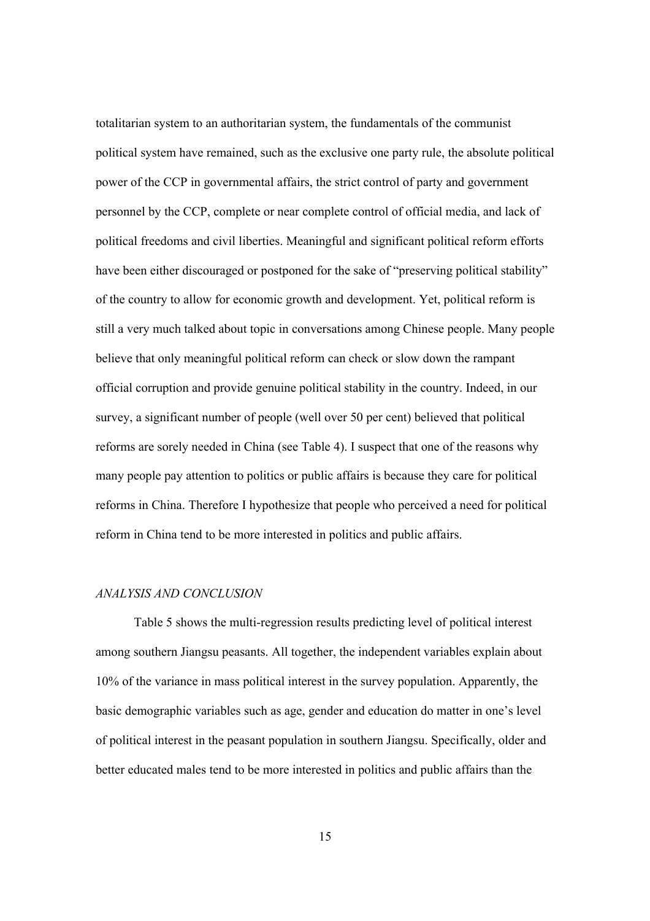totalitarian system to an authoritarian system, the fundamentals of the communist political system have remained, such as the exclusive one party rule, the absolute political power of the CCP in governmental affairs, the strict control of party and government personnel by the CCP, complete or near complete control of official media, and lack of political freedoms and civil liberties. Meaningful and significant political reform efforts have been either discouraged or postponed for the sake of "preserving political stability" of the country to allow for economic growth and development. Yet, political reform is still a very much talked about topic in conversations among Chinese people. Many people believe that only meaningful political reform can check or slow down the rampant official corruption and provide genuine political stability in the country. Indeed, in our survey, a significant number of people (well over 50 per cent) believed that political reforms are sorely needed in China (see Table 4). I suspect that one of the reasons why many people pay attention to politics or public affairs is because they care for political reforms in China. Therefore I hypothesize that people who perceived a need for political reform in China tend to be more interested in politics and public affairs.

## *ANALYSIS AND CONCLUSION*

Table 5 shows the multi-regression results predicting level of political interest among southern Jiangsu peasants. All together, the independent variables explain about 10% of the variance in mass political interest in the survey population. Apparently, the basic demographic variables such as age, gender and education do matter in one's level of political interest in the peasant population in southern Jiangsu. Specifically, older and better educated males tend to be more interested in politics and public affairs than the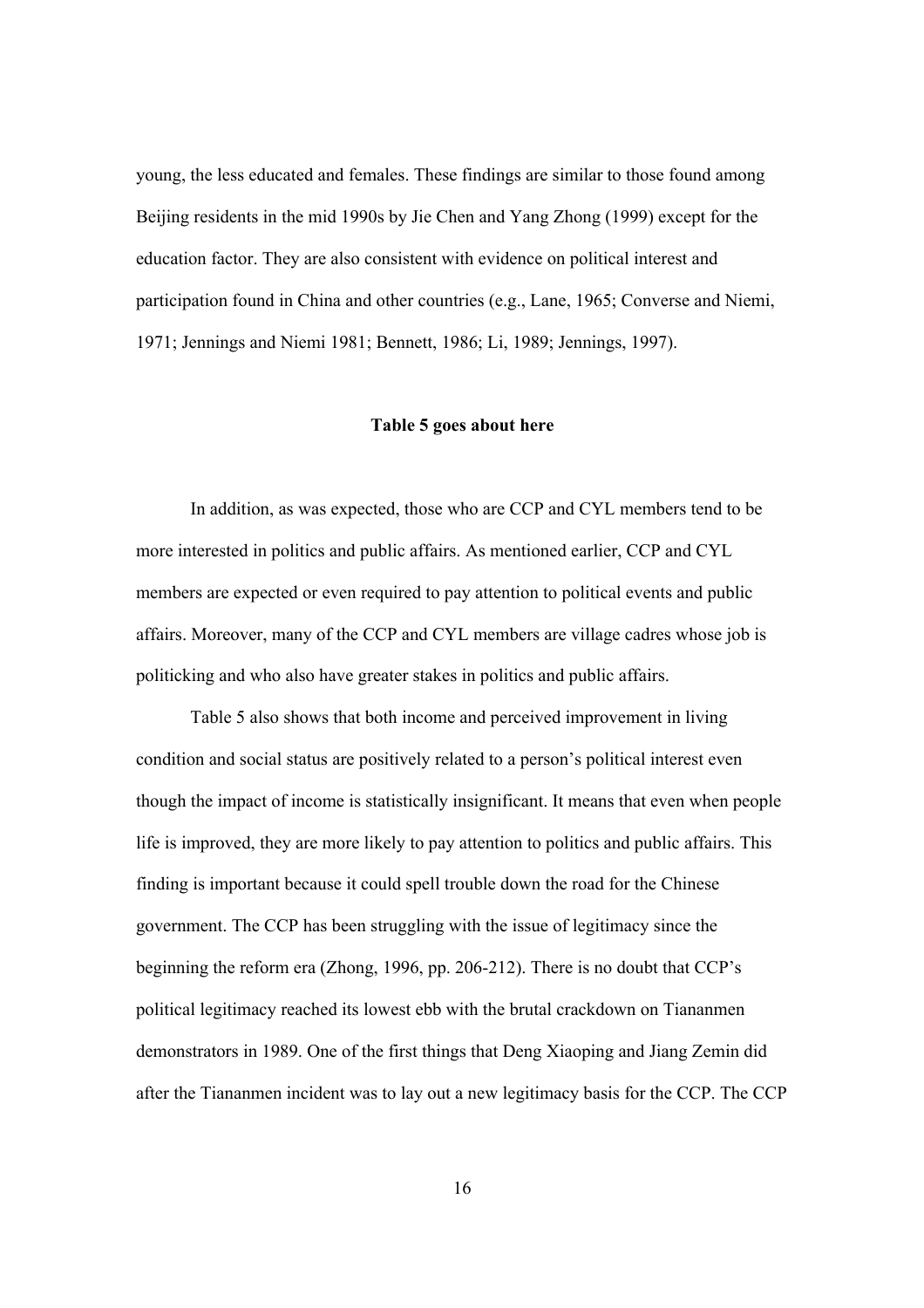young, the less educated and females. These findings are similar to those found among Beijing residents in the mid 1990s by Jie Chen and Yang Zhong (1999) except for the education factor. They are also consistent with evidence on political interest and participation found in China and other countries (e.g., Lane, 1965; Converse and Niemi, 1971; Jennings and Niemi 1981; Bennett, 1986; Li, 1989; Jennings, 1997).

**Table 5 goes about here**

In addition, as was expected, those who are CCP and CYL members tend to be more interested in politics and public affairs. As mentioned earlier, CCP and CYL members are expected or even required to pay attention to political events and public affairs. Moreover, many of the CCP and CYL members are village cadres whose job is politicking and who also have greater stakes in politics and public affairs.

Table 5 also shows that both income and perceived improvement in living condition and social status are positively related to a person's political interest even though the impact of income is statistically insignificant. It means that even when people life is improved, they are more likely to pay attention to politics and public affairs. This finding is important because it could spell trouble down the road for the Chinese government. The CCP has been struggling with the issue of legitimacy since the beginning the reform era (Zhong, 1996, pp. 206-212). There is no doubt that CCP's political legitimacy reached its lowest ebb with the brutal crackdown on Tiananmen demonstrators in 1989. One of the first things that Deng Xiaoping and Jiang Zemin did after the Tiananmen incident was to lay out a new legitimacy basis for the CCP. The CCP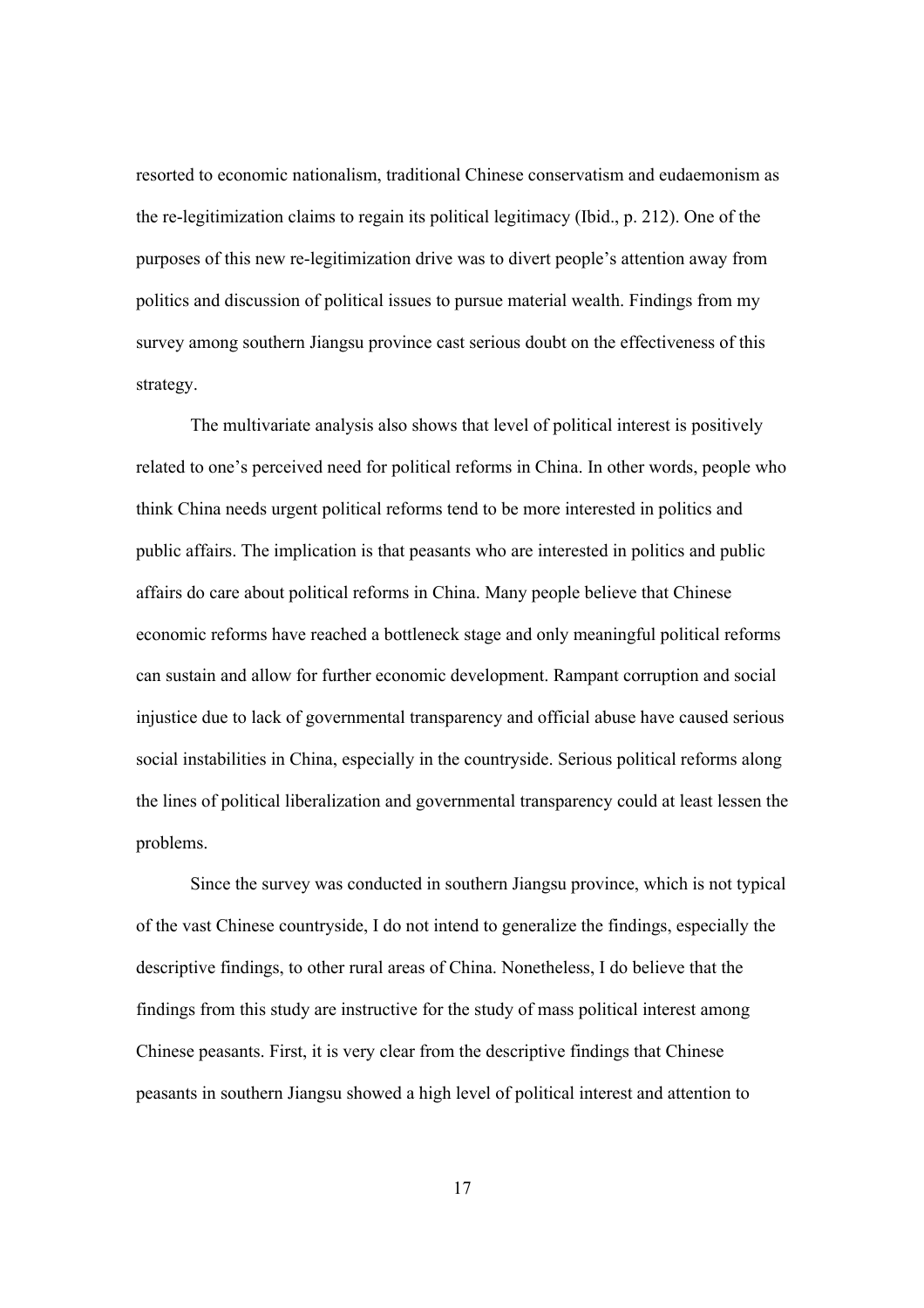resorted to economic nationalism, traditional Chinese conservatism and eudaemonism as the re-legitimization claims to regain its political legitimacy (Ibid., p. 212). One of the purposes of this new re-legitimization drive was to divert people's attention away from politics and discussion of political issues to pursue material wealth. Findings from my survey among southern Jiangsu province cast serious doubt on the effectiveness of this strategy.

The multivariate analysis also shows that level of political interest is positively related to one's perceived need for political reforms in China. In other words, people who think China needs urgent political reforms tend to be more interested in politics and public affairs. The implication is that peasants who are interested in politics and public affairs do care about political reforms in China. Many people believe that Chinese economic reforms have reached a bottleneck stage and only meaningful political reforms can sustain and allow for further economic development. Rampant corruption and social injustice due to lack of governmental transparency and official abuse have caused serious social instabilities in China, especially in the countryside. Serious political reforms along the lines of political liberalization and governmental transparency could at least lessen the problems.

Since the survey was conducted in southern Jiangsu province, which is not typical of the vast Chinese countryside, I do not intend to generalize the findings, especially the descriptive findings, to other rural areas of China. Nonetheless, I do believe that the findings from this study are instructive for the study of mass political interest among Chinese peasants. First, it is very clear from the descriptive findings that Chinese peasants in southern Jiangsu showed a high level of political interest and attention to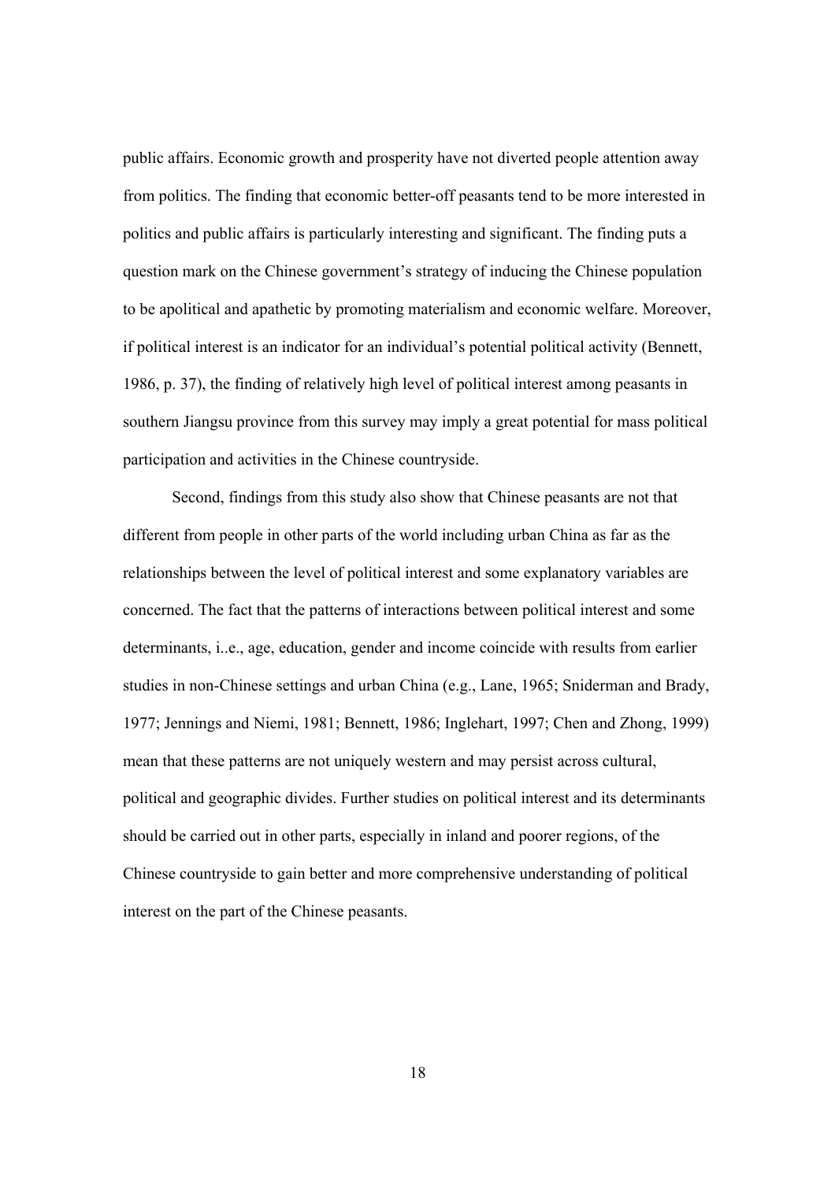public affairs. Economic growth and prosperity have not diverted people attention away from politics. The finding that economic better-off peasants tend to be more interested in politics and public affairs is particularly interesting and significant. The finding puts a question mark on the Chinese government's strategy of inducing the Chinese population to be apolitical and apathetic by promoting materialism and economic welfare. Moreover, if political interest is an indicator for an individual's potential political activity (Bennett, 1986, p. 37), the finding of relatively high level of political interest among peasants in southern Jiangsu province from this survey may imply a great potential for mass political participation and activities in the Chinese countryside.

Second, findings from this study also show that Chinese peasants are not that different from people in other parts of the world including urban China as far as the relationships between the level of political interest and some explanatory variables are concerned. The fact that the patterns of interactions between political interest and some determinants, i..e., age, education, gender and income coincide with results from earlier studies in non-Chinese settings and urban China (e.g., Lane, 1965; Sniderman and Brady, 1977; Jennings and Niemi, 1981; Bennett, 1986; Inglehart, 1997; Chen and Zhong, 1999) mean that these patterns are not uniquely western and may persist across cultural, political and geographic divides. Further studies on political interest and its determinants should be carried out in other parts, especially in inland and poorer regions, of the Chinese countryside to gain better and more comprehensive understanding of political interest on the part of the Chinese peasants.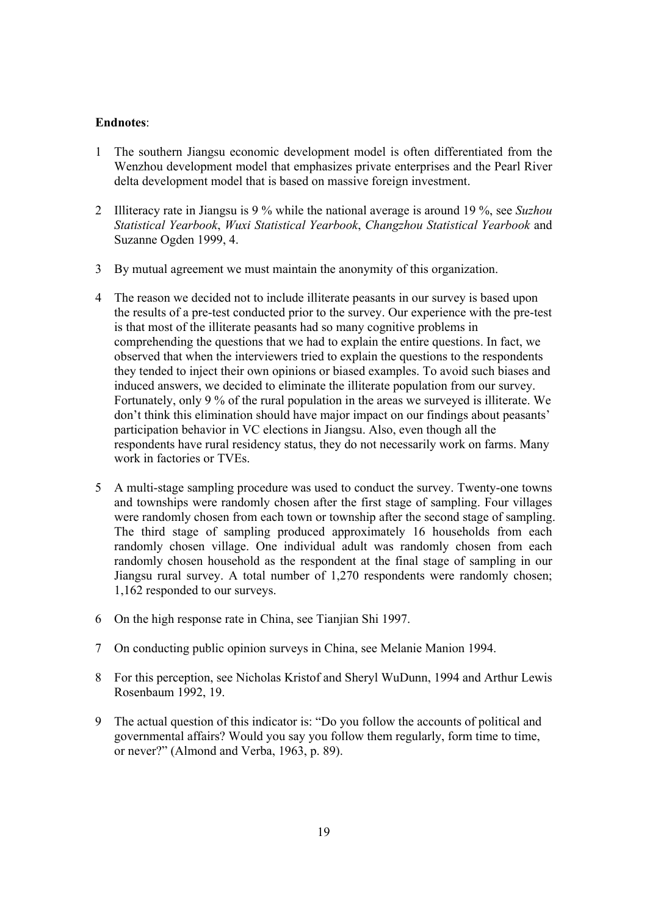**Endnotes**:

1 The southern Jiangsu economic development model is often differentiated from the Wenzhou development model that emphasizes private enterprises and the Pearl River delta development model that is based on massive foreign investment.

2 Illiteracy rate in Jiangsu is 9 % while the national average is around 19 %, see *Suzhou Statistical Yearbook*, *Wuxi Statistical Yearbook*, *Changzhou Statistical Yearbook* and Suzanne Ogden 1999, 4.

3 By mutual agreement we must maintain the anonymity of this organization.

4 The reason we decided not to include illiterate peasants in our survey is based upon the results of a pre-test conducted prior to the survey. Our experience with the pre-test is that most of the illiterate peasants had so many cognitive problems in comprehending the questions that we had to explain the entire questions. In fact, we observed that when the interviewers tried to explain the questions to the respondents they tended to inject their own opinions or biased examples. To avoid such biases and induced answers, we decided to eliminate the illiterate population from our survey. Fortunately, only 9 % of the rural population in the areas we surveyed is illiterate. We don't think this elimination should have major impact on our findings about peasants' participation behavior in VC elections in Jiangsu. Also, even though all the respondents have rural residency status, they do not necessarily work on farms. Many work in factories or TVEs.

5 A multi-stage sampling procedure was used to conduct the survey. Twenty-one towns and townships were randomly chosen after the first stage of sampling. Four villages were randomly chosen from each town or township after the second stage of sampling. The third stage of sampling produced approximately 16 households from each randomly chosen village. One individual adult was randomly chosen from each randomly chosen household as the respondent at the final stage of sampling in our Jiangsu rural survey. A total number of 1,270 respondents were randomly chosen; 1,162 responded to our surveys.

6 On the high response rate in China, see Tianjian Shi 1997.

7 On conducting public opinion surveys in China, see Melanie Manion 1994.

8 For this perception, see Nicholas Kristof and Sheryl WuDunn, 1994 and Arthur Lewis Rosenbaum 1992, 19.

9 The actual question of this indicator is: "Do you follow the accounts of political and governmental affairs? Would you say you follow them regularly, form time to time, or never?" (Almond and Verba, 1963, p. 89).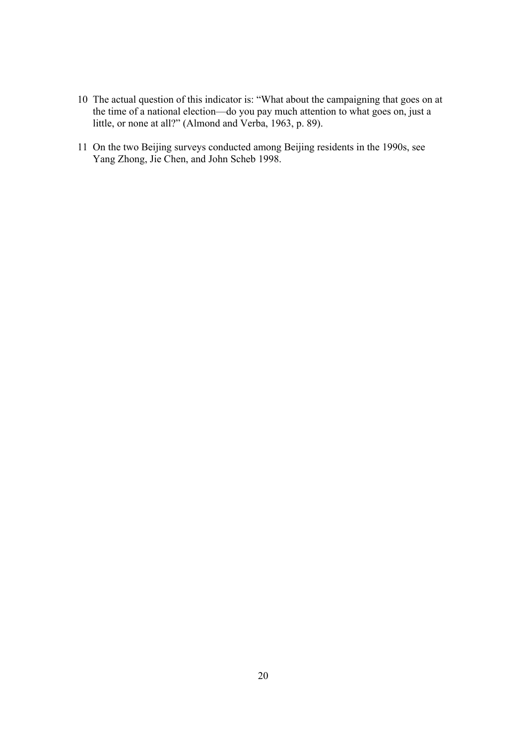10 The actual question of this indicator is: "What about the campaigning that goes on at the time of a national election—do you pay much attention to what goes on, just a little, or none at all?" (Almond and Verba, 1963, p. 89).

11 On the two Beijing surveys conducted among Beijing residents in the 1990s, see Yang Zhong, Jie Chen, and John Scheb 1998.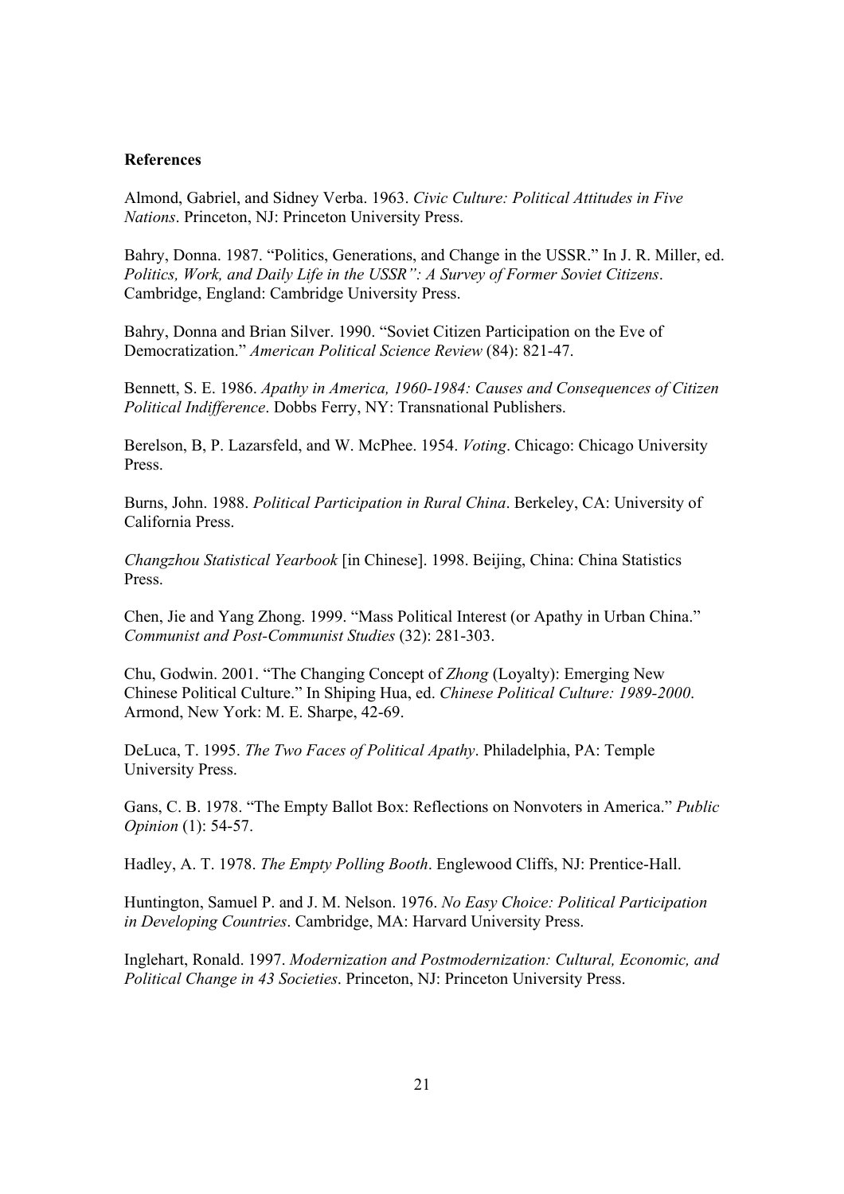**References**

Almond, Gabriel, and Sidney Verba. 1963. *Civic Culture: Political Attitudes in Five Nations*. Princeton, NJ: Princeton University Press.

Bahry, Donna. 1987. "Politics, Generations, and Change in the USSR." In J. R. Miller, ed. *Politics, Work, and Daily Life in the USSR": A Survey of Former Soviet Citizens*. Cambridge, England: Cambridge University Press.

Bahry, Donna and Brian Silver. 1990. "Soviet Citizen Participation on the Eve of Democratization." *American Political Science Review* (84): 821-47.

Bennett, S. E. 1986. *Apathy in America, 1960-1984: Causes and Consequences of Citizen Political Indifference*. Dobbs Ferry, NY: Transnational Publishers.

Berelson, B, P. Lazarsfeld, and W. McPhee. 1954. *Voting*. Chicago: Chicago University Press.

Burns, John. 1988. *Political Participation in Rural China*. Berkeley, CA: University of California Press.

*Changzhou Statistical Yearbook* [in Chinese]. 1998. Beijing, China: China Statistics Press.

Chen, Jie and Yang Zhong. 1999. "Mass Political Interest (or Apathy in Urban China." *Communist and Post-Communist Studies* (32): 281-303.

Chu, Godwin. 2001. "The Changing Concept of *Zhong* (Loyalty): Emerging New Chinese Political Culture." In Shiping Hua, ed. *Chinese Political Culture: 1989-2000*. Armond, New York: M. E. Sharpe, 42-69.

DeLuca, T. 1995. *The Two Faces of Political Apathy*. Philadelphia, PA: Temple University Press.

Gans, C. B. 1978. "The Empty Ballot Box: Reflections on Nonvoters in America." *Public Opinion* (1): 54-57.

Hadley, A. T. 1978. *The Empty Polling Booth*. Englewood Cliffs, NJ: Prentice-Hall.

Huntington, Samuel P. and J. M. Nelson. 1976. *No Easy Choice: Political Participation in Developing Countries*. Cambridge, MA: Harvard University Press.

Inglehart, Ronald. 1997. *Modernization and Postmodernization: Cultural, Economic, and Political Change in 43 Societies*. Princeton, NJ: Princeton University Press.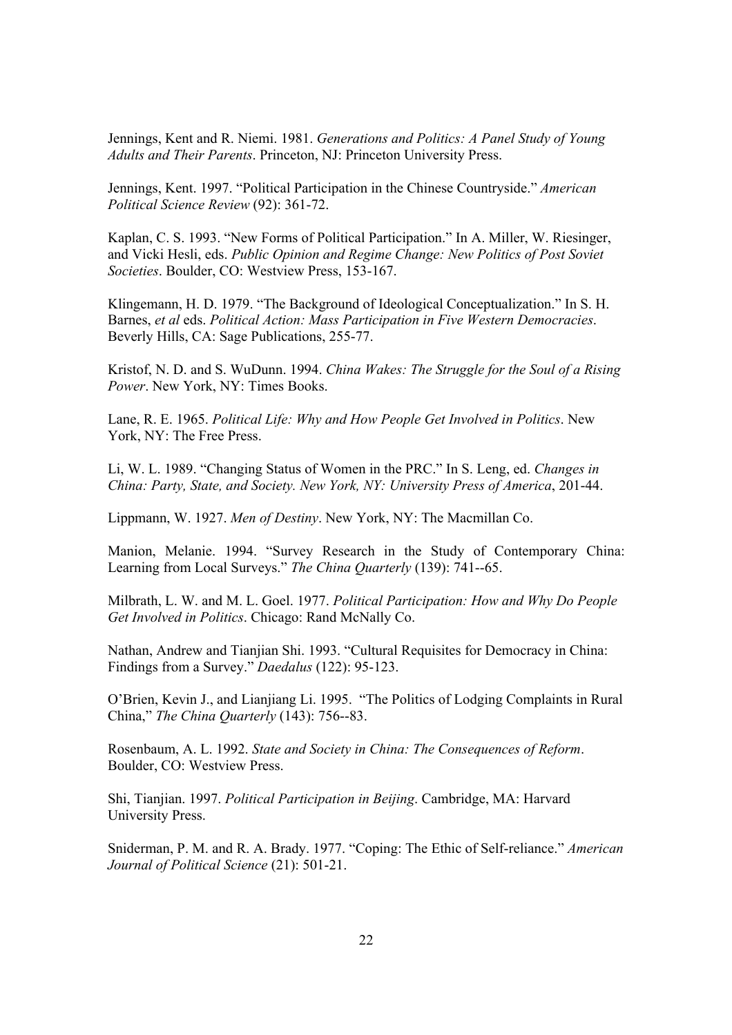Jennings, Kent and R. Niemi. 1981. *Generations and Politics: A Panel Study of Young Adults and Their Parents*. Princeton, NJ: Princeton University Press.

Jennings, Kent. 1997. "Political Participation in the Chinese Countryside." *American Political Science Review* (92): 361-72.

Kaplan, C. S. 1993. "New Forms of Political Participation." In A. Miller, W. Riesinger, and Vicki Hesli, eds. *Public Opinion and Regime Change: New Politics of Post Soviet Societies*. Boulder, CO: Westview Press, 153-167.

Klingemann, H. D. 1979. "The Background of Ideological Conceptualization." In S. H. Barnes, *et al* eds. *Political Action: Mass Participation in Five Western Democracies*. Beverly Hills, CA: Sage Publications, 255-77.

Kristof, N. D. and S. WuDunn. 1994. *China Wakes: The Struggle for the Soul of a Rising Power*. New York, NY: Times Books.

Lane, R. E. 1965. *Political Life: Why and How People Get Involved in Politics*. New York, NY: The Free Press.

Li, W. L. 1989. "Changing Status of Women in the PRC." In S. Leng, ed. *Changes in China: Party, State, and Society. New York, NY: University Press of America*, 201-44.

Lippmann, W. 1927. *Men of Destiny*. New York, NY: The Macmillan Co.

Manion, Melanie. 1994. "Survey Research in the Study of Contemporary China: Learning from Local Surveys." *The China Quarterly* (139): 741--65.

Milbrath, L. W. and M. L. Goel. 1977. *Political Participation: How and Why Do People Get Involved in Politics*. Chicago: Rand McNally Co.

Nathan, Andrew and Tianjian Shi. 1993. "Cultural Requisites for Democracy in China: Findings from a Survey." *Daedalus* (122): 95-123.

O'Brien, Kevin J., and Lianjiang Li. 1995. "The Politics of Lodging Complaints in Rural China," *The China Quarterly* (143): 756--83.

Rosenbaum, A. L. 1992. *State and Society in China: The Consequences of Reform*. Boulder, CO: Westview Press.

Shi, Tianjian. 1997. *Political Participation in Beijing*. Cambridge, MA: Harvard University Press.

Sniderman, P. M. and R. A. Brady. 1977. "Coping: The Ethic of Self-reliance." *American Journal of Political Science* (21): 501-21.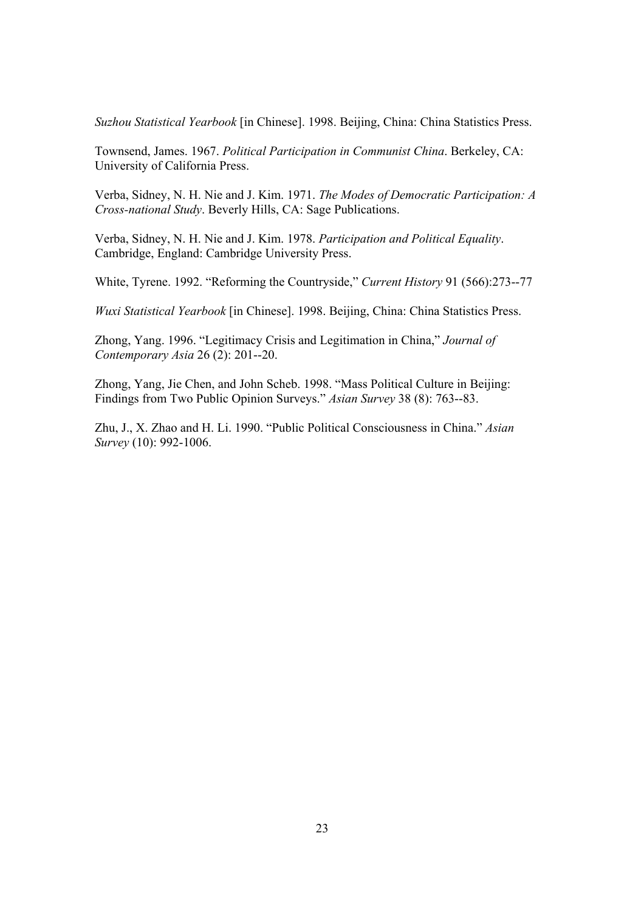*Suzhou Statistical Yearbook* [in Chinese]. 1998. Beijing, China: China Statistics Press.

Townsend, James. 1967. *Political Participation in Communist China*. Berkeley, CA: University of California Press.

Verba, Sidney, N. H. Nie and J. Kim. 1971. *The Modes of Democratic Participation: A Cross-national Study*. Beverly Hills, CA: Sage Publications.

Verba, Sidney, N. H. Nie and J. Kim. 1978. *Participation and Political Equality*. Cambridge, England: Cambridge University Press.

White, Tyrene. 1992. "Reforming the Countryside," *Current History* 91 (566):273--77

*Wuxi Statistical Yearbook* [in Chinese]. 1998. Beijing, China: China Statistics Press.

Zhong, Yang. 1996. "Legitimacy Crisis and Legitimation in China," *Journal of Contemporary Asia* 26 (2): 201--20.

Zhong, Yang, Jie Chen, and John Scheb. 1998. "Mass Political Culture in Beijing: Findings from Two Public Opinion Surveys." *Asian Survey* 38 (8): 763--83.

Zhu, J., X. Zhao and H. Li. 1990. "Public Political Consciousness in China." *Asian Survey* (10): 992-1006.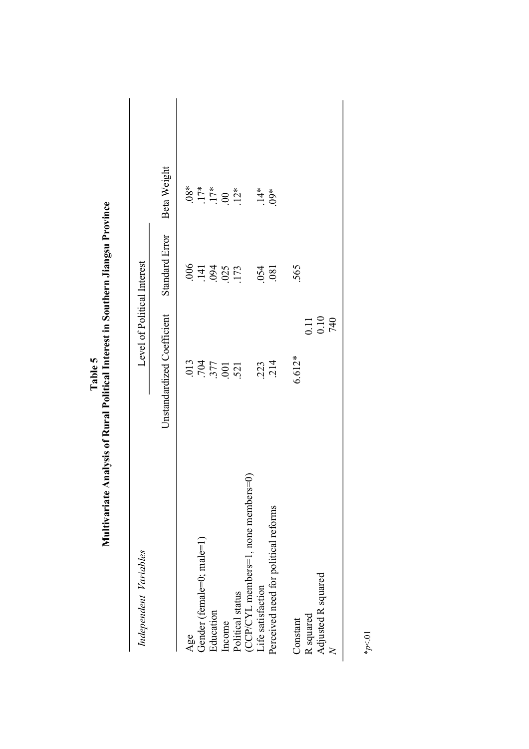**Table 5**
**Multivariate Analysis of Rural Political Interest in Southern Jiangsu Province**

| *Independent Variables* | Level of Political Interest | | |
|---|---|---|---|
| | Unstandardized Coefficient | Standard Error | Beta Weight |
| Age | .013 | .006 | .08* |
| Gender (female=0; male=1) | .704 | .141 | .17* |
| Education | .377 | .094 | .17* |
| Income | .001 | .025 | .00 |
| Political status (CCP/CYL members=1, none members=0) | .521 | .173 | .12* |
| Life satisfaction | .223 | .054 | .14* |
| Perceived need for political reforms | .214 | .081 | .09* |
| Constant | 6.612* | .565 | |
| R squared | 0.11 | | |
| Adjusted R squared | 0.10 | | |
| *N* | 740 | | |

*$p<.01$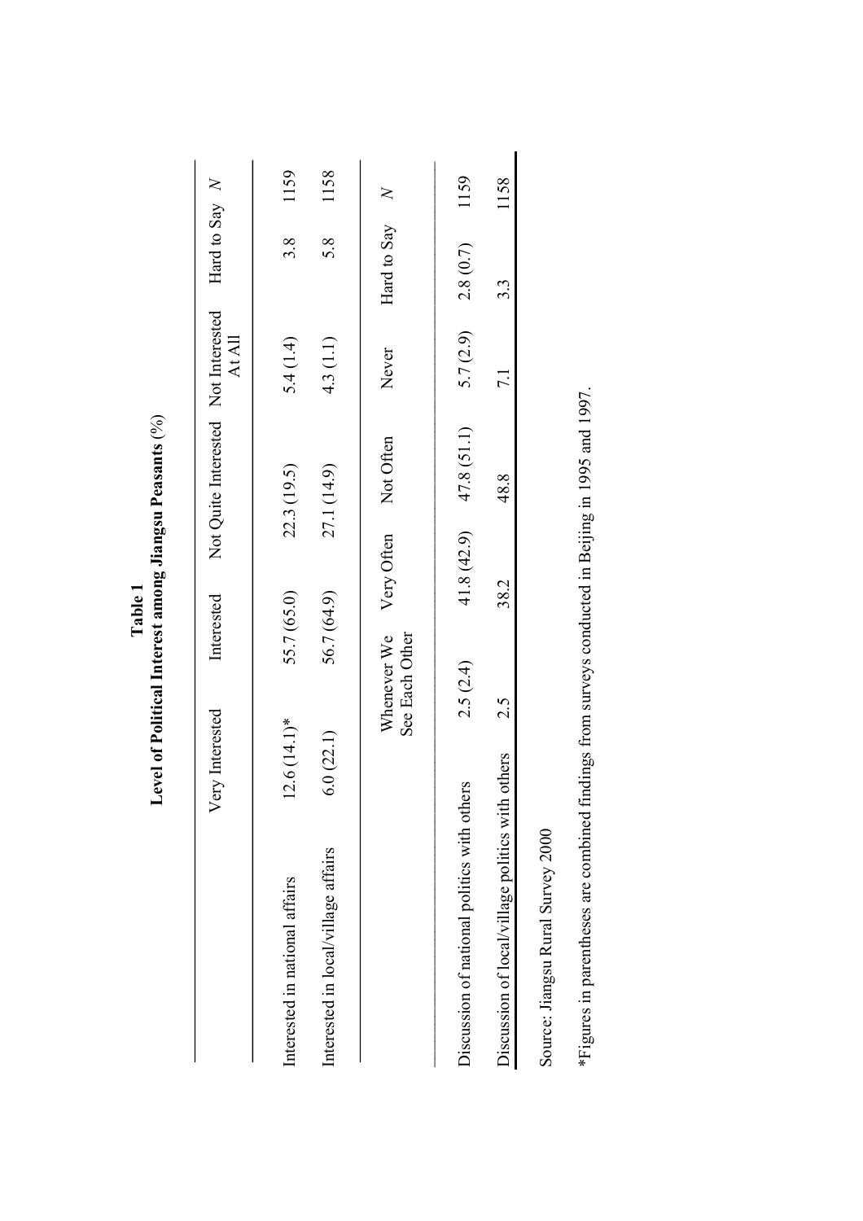**Table 1**
**Level of Political Interest among Jiangsu Peasants** (%)

| | Very Interested | Interested | Not Quite Interested | Not Interested At All | Hard to Say | *N* |
|---|---|---|---|---|---|---|
| Interested in national affairs | 12.6 (14.1)* | 55.7 (65.0) | 22.3 (19.5) | 5.4 (1.4) | 3.8 | 1159 |
| Interested in local/village affairs | 6.0 (22.1) | 56.7 (64.9) | 27.1 (14.9) | 4.3 (1.1) | 5.8 | 1158 |
| | **Whenever We See Each Other** | **Very Often** | **Not Often** | **Never** | **Hard to Say** | ***N*** |
| Discussion of national politics with others | 2.5 (2.4) | 41.8 (42.9) | 47.8 (51.1) | 5.7 (2.9) | 2.8 (0.7) | 1159 |
| Discussion of local/village politics with others | 2.5 | 38.2 | 48.8 | 7.1 | 3.3 | 1158 |

Source: Jiangsu Rural Survey 2000

*Figures in parentheses are combined findings from surveys conducted in Beijing in 1995 and 1997.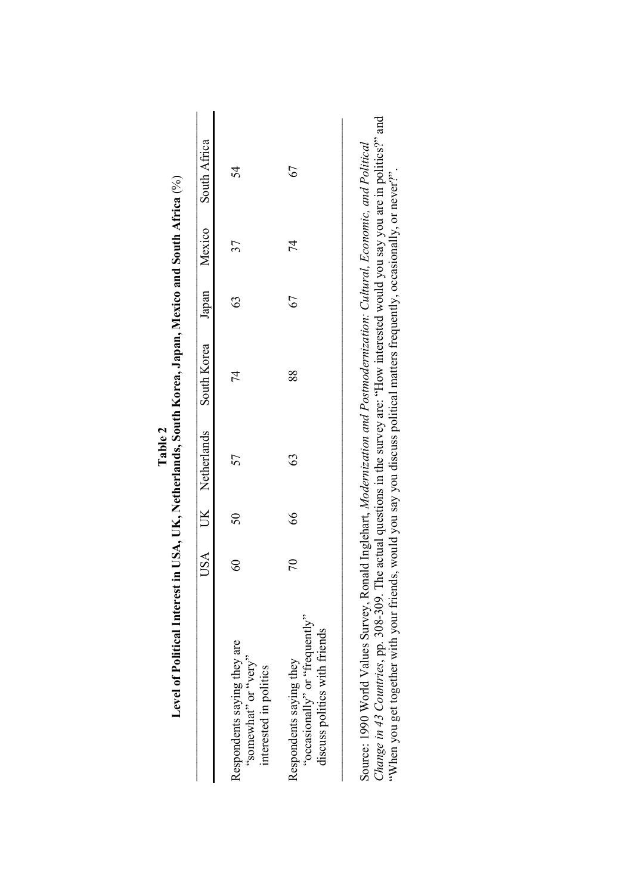**Table 2**

**Level of Political Interest in USA, UK, Netherlands, South Korea, Japan, Mexico and South Africa** (%)

| | USA | UK | Netherlands | South Korea | Japan | Mexico | South Africa |
|---|---|---|---|---|---|---|---|
| Respondents saying they are "somewhat" or "very" interested in politics | 60 | 50 | 57 | 74 | 63 | 37 | 54 |
| Respondents saying they "occasionally" or "frequently" discuss politics with friends | 70 | 66 | 63 | 88 | 67 | 74 | 67 |

Source: 1990 World Values Survey, Ronald Inglehart, *Modernization and Postmodernization: Cultural, Economic, and Political Change in 43 Countries*, pp. 308-309. The actual questions in the survey are: "How interested would you say you are in politics?" and "When you get together with your friends, would you say you discuss political matters frequently, occasionally, or never?".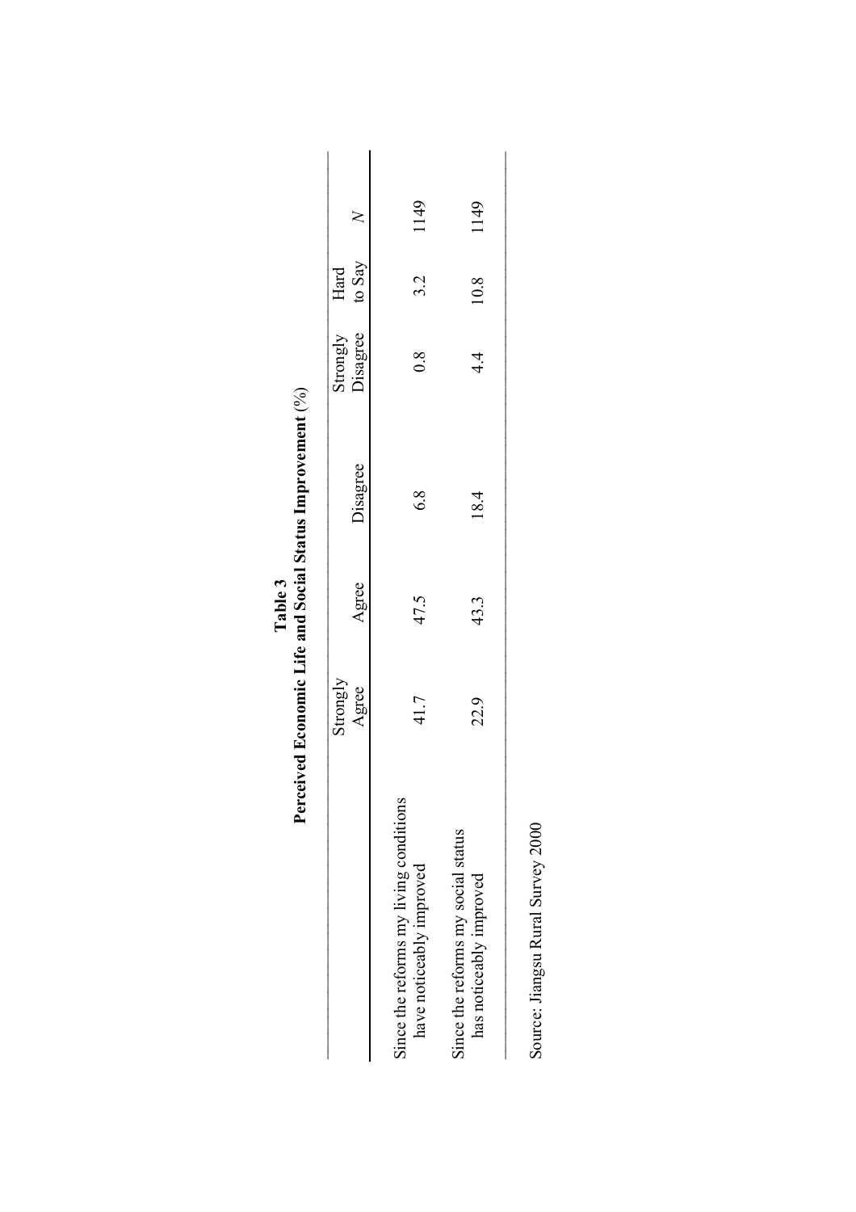**Table 3**
**Perceived Economic Life and Social Status Improvement** (%)

| | Strongly Agree | Agree | Disagree | Strongly Disagree | Hard to Say | *N* |
|---|---|---|---|---|---|---|
| Since the reforms my living conditions have noticeably improved | 41.7 | 47.5 | 6.8 | 0.8 | 3.2 | 1149 |
| Since the reforms my social status has noticeably improved | 22.9 | 43.3 | 18.4 | 4.4 | 10.8 | 1149 |

Source: Jiangsu Rural Survey 2000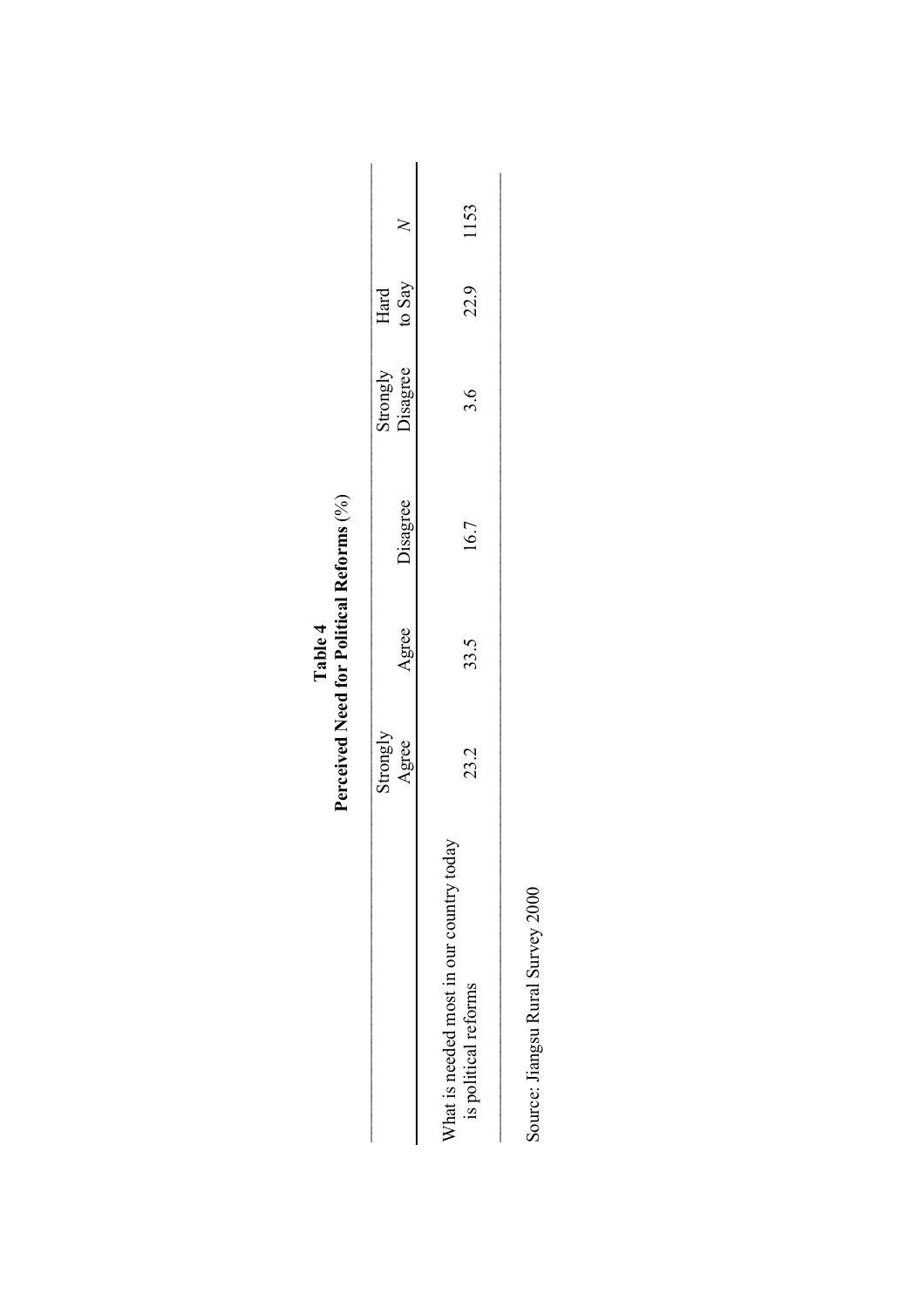**Table 4**
**Perceived Need for Political Reforms** (%)

| | Strongly Agree | Agree | Disagree | Strongly Disagree | Hard to Say | *N* |
|---|---|---|---|---|---|---|
| What is needed most in our country today is political reforms | 23.2 | 33.5 | 16.7 | 3.6 | 22.9 | 1153 |

Source: Jiangsu Rural Survey 2000